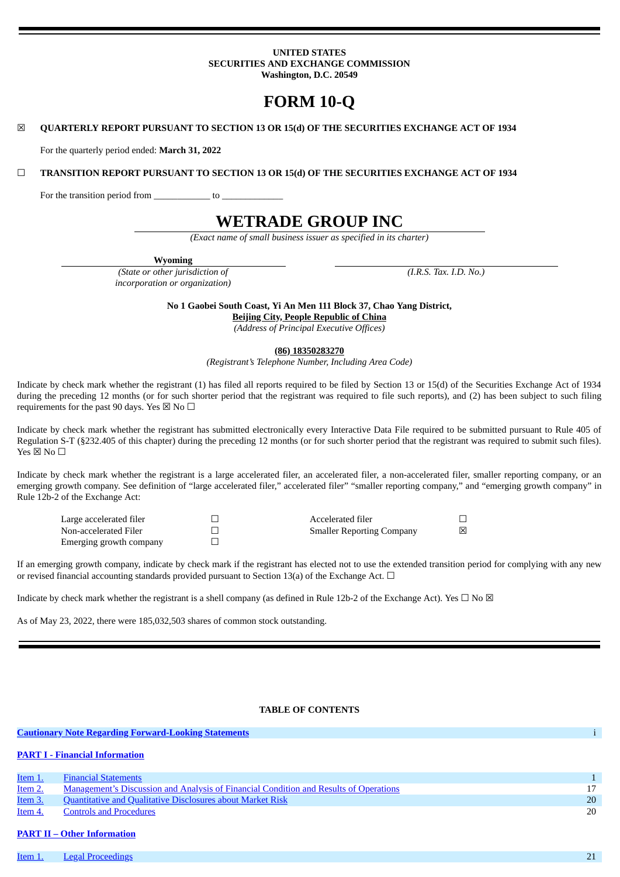**UNITED STATES**
**SECURITIES AND EXCHANGE COMMISSION**
**Washington, D.C. 20549**

# FORM 10-Q

☒ **QUARTERLY REPORT PURSUANT TO SECTION 13 OR 15(d) OF THE SECURITIES EXCHANGE ACT OF 1934**

For the quarterly period ended: **March 31, 2022**

☐ **TRANSITION REPORT PURSUANT TO SECTION 13 OR 15(d) OF THE SECURITIES EXCHANGE ACT OF 1934**

For the transition period from ____________ to _____________

# WETRADE GROUP INC

*(Exact name of small business issuer as specified in its charter)*

| **Wyoming** | |
|---|---|
| *(State or other jurisdiction of incorporation or organization)* | *(I.R.S. Tax. I.D. No.)* |

**No 1 Gaobei South Coast, Yi An Men 111 Block 37, Chao Yang District,**
**Beijing City, People Republic of China**
*(Address of Principal Executive Offices)*

**(86) 18350283270**
*(Registrant's Telephone Number, Including Area Code)*

Indicate by check mark whether the registrant (1) has filed all reports required to be filed by Section 13 or 15(d) of the Securities Exchange Act of 1934 during the preceding 12 months (or for such shorter period that the registrant was required to file such reports), and (2) has been subject to such filing requirements for the past 90 days. Yes ☒ No ☐

Indicate by check mark whether the registrant has submitted electronically every Interactive Data File required to be submitted pursuant to Rule 405 of Regulation S-T (§232.405 of this chapter) during the preceding 12 months (or for such shorter period that the registrant was required to submit such files). Yes ☒ No ☐

Indicate by check mark whether the registrant is a large accelerated filer, an accelerated filer, a non-accelerated filer, smaller reporting company, or an emerging growth company. See definition of "large accelerated filer," accelerated filer" "smaller reporting company," and "emerging growth company" in Rule 12b-2 of the Exchange Act:

| | | | |
|---|---|---|---|
| Large accelerated filer | ☐ | Accelerated filer | ☐ |
| Non-accelerated Filer | ☐ | Smaller Reporting Company | ☒ |
| Emerging growth company | ☐ | | |

If an emerging growth company, indicate by check mark if the registrant has elected not to use the extended transition period for complying with any new or revised financial accounting standards provided pursuant to Section 13(a) of the Exchange Act. ☐

Indicate by check mark whether the registrant is a shell company (as defined in Rule 12b-2 of the Exchange Act). Yes ☐ No ☒

As of May 23, 2022, there were 185,032,503 shares of common stock outstanding.

**TABLE OF CONTENTS**

| | | |
|---|---|---|
| **Cautionary Note Regarding Forward-Looking Statements** | | i |
| **PART I - Financial Information** | | |
| Item 1. | Financial Statements | 1 |
| Item 2. | Management's Discussion and Analysis of Financial Condition and Results of Operations | 17 |
| Item 3. | Quantitative and Qualitative Disclosures about Market Risk | 20 |
| Item 4. | Controls and Procedures | 20 |
| **PART II – Other Information** | | |
| Item 1. | Legal Proceedings | 21 |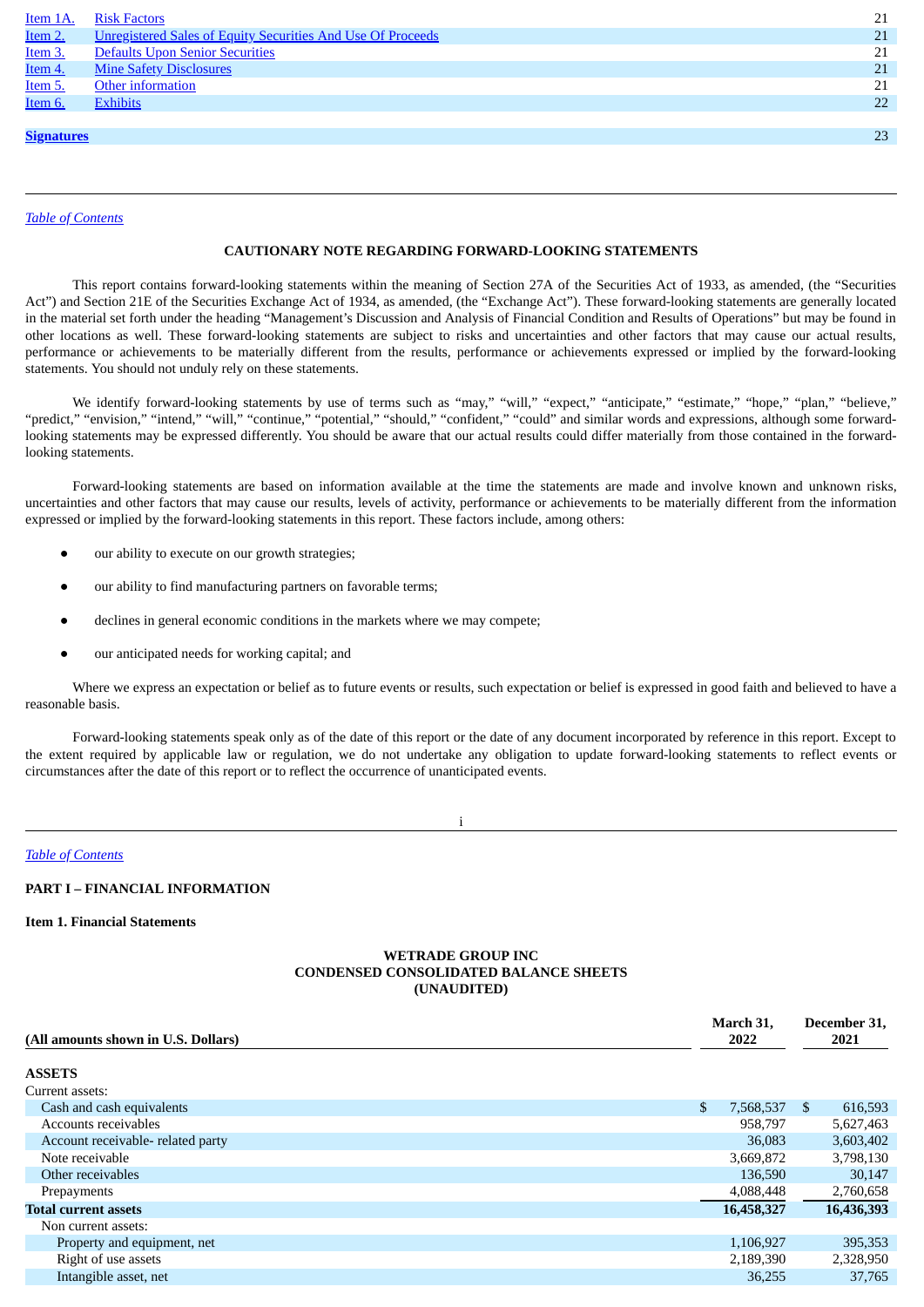| | | |
|---|---|---|
| Item 1A. | Risk Factors | 21 |
| Item 2. | Unregistered Sales of Equity Securities And Use Of Proceeds | 21 |
| Item 3. | Defaults Upon Senior Securities | 21 |
| Item 4. | Mine Safety Disclosures | 21 |
| Item 5. | Other information | 21 |
| Item 6. | Exhibits | 22 |
| **Signatures** | | 23 |

*Table of Contents*

**CAUTIONARY NOTE REGARDING FORWARD-LOOKING STATEMENTS**

This report contains forward-looking statements within the meaning of Section 27A of the Securities Act of 1933, as amended, (the "Securities Act") and Section 21E of the Securities Exchange Act of 1934, as amended, (the "Exchange Act"). These forward-looking statements are generally located in the material set forth under the heading "Management's Discussion and Analysis of Financial Condition and Results of Operations" but may be found in other locations as well. These forward-looking statements are subject to risks and uncertainties and other factors that may cause our actual results, performance or achievements to be materially different from the results, performance or achievements expressed or implied by the forward-looking statements. You should not unduly rely on these statements.

We identify forward-looking statements by use of terms such as "may," "will," "expect," "anticipate," "estimate," "hope," "plan," "believe," "predict," "envision," "intend," "will," "continue," "potential," "should," "confident," "could" and similar words and expressions, although some forward-looking statements may be expressed differently. You should be aware that our actual results could differ materially from those contained in the forward-looking statements.

Forward-looking statements are based on information available at the time the statements are made and involve known and unknown risks, uncertainties and other factors that may cause our results, levels of activity, performance or achievements to be materially different from the information expressed or implied by the forward-looking statements in this report. These factors include, among others:

- our ability to execute on our growth strategies;
- our ability to find manufacturing partners on favorable terms;
- declines in general economic conditions in the markets where we may compete;
- our anticipated needs for working capital; and

Where we express an expectation or belief as to future events or results, such expectation or belief is expressed in good faith and believed to have a reasonable basis.

Forward-looking statements speak only as of the date of this report or the date of any document incorporated by reference in this report. Except to the extent required by applicable law or regulation, we do not undertake any obligation to update forward-looking statements to reflect events or circumstances after the date of this report or to reflect the occurrence of unanticipated events.

*Table of Contents*

**PART I – FINANCIAL INFORMATION**

**Item 1. Financial Statements**

**WETRADE GROUP INC**
**CONDENSED CONSOLIDATED BALANCE SHEETS**
**(UNAUDITED)**

| (All amounts shown in U.S. Dollars) | March 31, 2022 | December 31, 2021 |
|---|---|---|
| **ASSETS** | | |
| Current assets: | | |
| Cash and cash equivalents | $ 7,568,537 | $ 616,593 |
| Accounts receivables | 958,797 | 5,627,463 |
| Account receivable- related party | 36,083 | 3,603,402 |
| Note receivable | 3,669,872 | 3,798,130 |
| Other receivables | 136,590 | 30,147 |
| Prepayments | 4,088,448 | 2,760,658 |
| **Total current assets** | **16,458,327** | **16,436,393** |
| Non current assets: | | |
| Property and equipment, net | 1,106,927 | 395,353 |
| Right of use assets | 2,189,390 | 2,328,950 |
| Intangible asset, net | 36,255 | 37,765 |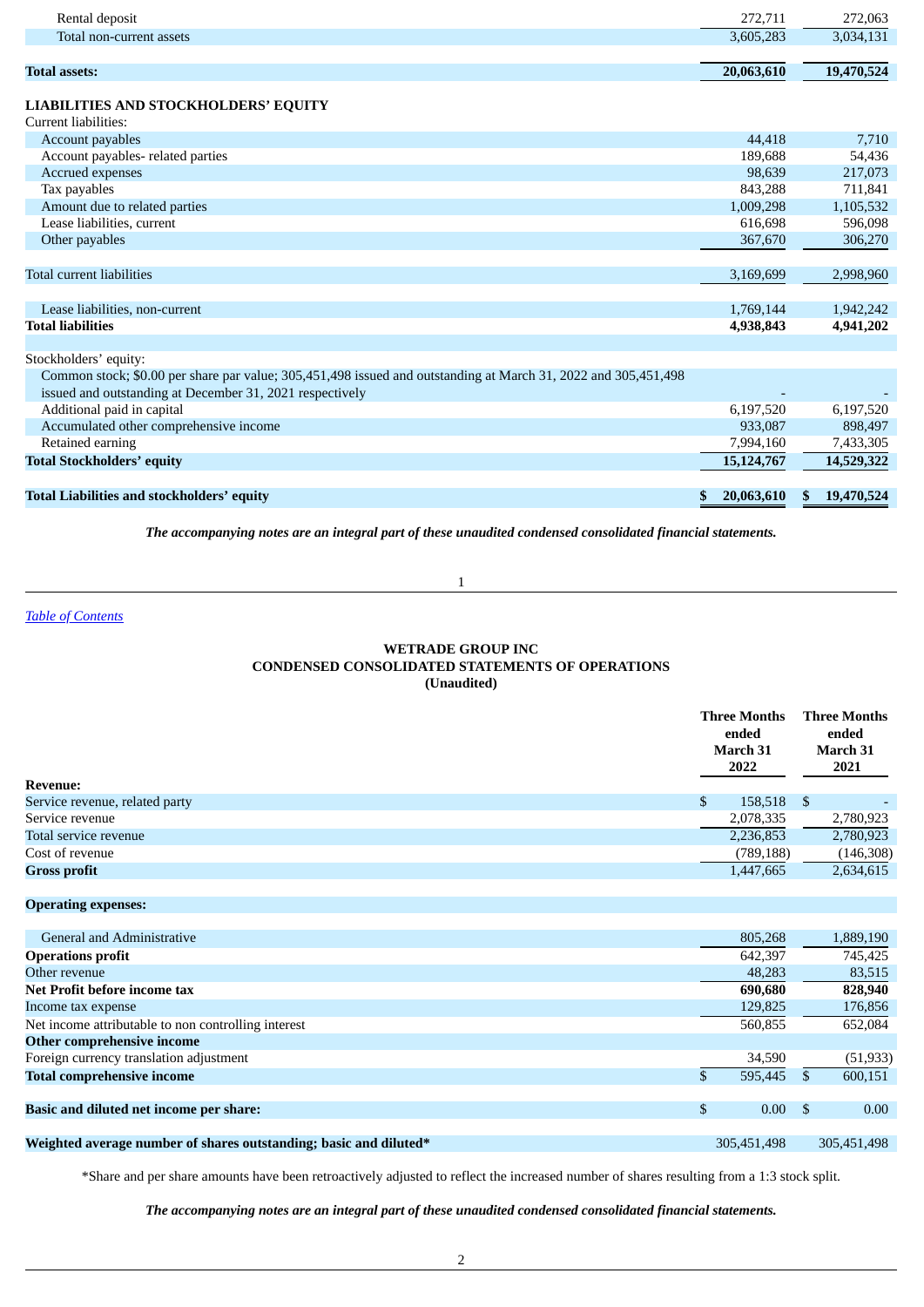| | | |
|---|---|---|
| Rental deposit | 272,711 | 272,063 |
| Total non-current assets | 3,605,283 | 3,034,131 |
| | | |
| **Total assets:** | **20,063,610** | **19,470,524** |
| | | |
| **LIABILITIES AND STOCKHOLDERS' EQUITY** | | |
| Current liabilities: | | |
| Account payables | 44,418 | 7,710 |
| Account payables- related parties | 189,688 | 54,436 |
| Accrued expenses | 98,639 | 217,073 |
| Tax payables | 843,288 | 711,841 |
| Amount due to related parties | 1,009,298 | 1,105,532 |
| Lease liabilities, current | 616,698 | 596,098 |
| Other payables | 367,670 | 306,270 |
| | | |
| Total current liabilities | 3,169,699 | 2,998,960 |
| | | |
| Lease liabilities, non-current | 1,769,144 | 1,942,242 |
| **Total liabilities** | **4,938,843** | **4,941,202** |
| | | |
| Stockholders' equity: | | |
| Common stock; $0.00 per share par value; 305,451,498 issued and outstanding at March 31, 2022 and 305,451,498 issued and outstanding at December 31, 2021 respectively | - | - |
| Additional paid in capital | 6,197,520 | 6,197,520 |
| Accumulated other comprehensive income | 933,087 | 898,497 |
| Retained earning | 7,994,160 | 7,433,305 |
| **Total Stockholders' equity** | **15,124,767** | **14,529,322** |
| | | |
| **Total Liabilities and stockholders' equity** | **$ 20,063,610** | **$ 19,470,524** |

***The accompanying notes are an integral part of these unaudited condensed consolidated financial statements.***

[Table of Contents](#)

## WETRADE GROUP INC
## CONDENSED CONSOLIDATED STATEMENTS OF OPERATIONS
## (Unaudited)

| | Three Months ended March 31 2022 | Three Months ended March 31 2021 |
|---|---|---|
| **Revenue:** | | |
| Service revenue, related party | $ 158,518 | $ - |
| Service revenue | 2,078,335 | 2,780,923 |
| Total service revenue | 2,236,853 | 2,780,923 |
| Cost of revenue | (789,188) | (146,308) |
| **Gross profit** | 1,447,665 | 2,634,615 |
| | | |
| **Operating expenses:** | | |
| | | |
| General and Administrative | 805,268 | 1,889,190 |
| **Operations profit** | 642,397 | 745,425 |
| Other revenue | 48,283 | 83,515 |
| **Net Profit before income tax** | **690,680** | **828,940** |
| Income tax expense | 129,825 | 176,856 |
| Net income attributable to non controlling interest | 560,855 | 652,084 |
| **Other comprehensive income** | | |
| Foreign currency translation adjustment | 34,590 | (51,933) |
| **Total comprehensive income** | $ 595,445 | $ 600,151 |
| | | |
| **Basic and diluted net income per share:** | $ 0.00 | $ 0.00 |
| | | |
| **Weighted average number of shares outstanding; basic and diluted*** | 305,451,498 | 305,451,498 |

*Share and per share amounts have been retroactively adjusted to reflect the increased number of shares resulting from a 1:3 stock split.

***The accompanying notes are an integral part of these unaudited condensed consolidated financial statements.***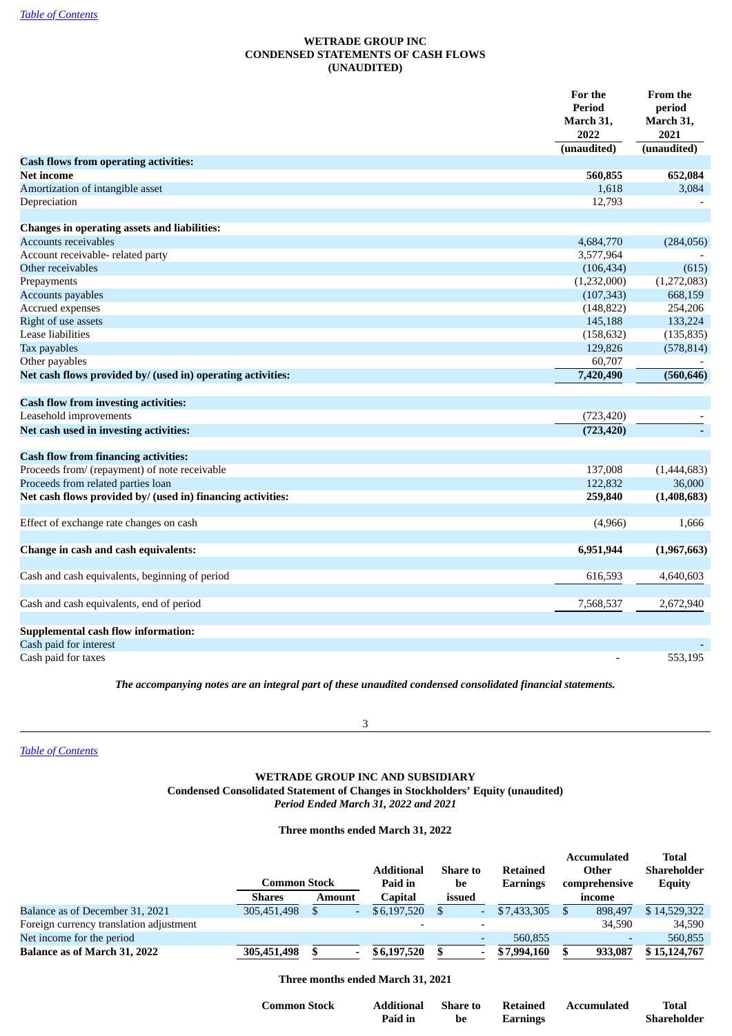[Table of Contents](#)

**WETRADE GROUP INC**
**CONDENSED STATEMENTS OF CASH FLOWS**
**(UNAUDITED)**

| | For the Period March 31, 2022 (unaudited) | From the period March 31, 2021 (unaudited) |
|---|---|---|
| **Cash flows from operating activities:** | | |
| **Net income** | **560,855** | **652,084** |
| Amortization of intangible asset | 1,618 | 3,084 |
| Depreciation | 12,793 | - |
| | | |
| **Changes in operating assets and liabilities:** | | |
| Accounts receivables | 4,684,770 | (284,056) |
| Account receivable- related party | 3,577,964 | - |
| Other receivables | (106,434) | (615) |
| Prepayments | (1,232,000) | (1,272,083) |
| Accounts payables | (107,343) | 668,159 |
| Accrued expenses | (148,822) | 254,206 |
| Right of use assets | 145,188 | 133,224 |
| Lease liabilities | (158,632) | (135,835) |
| Tax payables | 129,826 | (578,814) |
| Other payables | 60,707 | - |
| **Net cash flows provided by/ (used in) operating activities:** | **7,420,490** | **(560,646)** |
| | | |
| **Cash flow from investing activities:** | | |
| Leasehold improvements | (723,420) | - |
| **Net cash used in investing activities:** | **(723,420)** | **-** |
| | | |
| **Cash flow from financing activities:** | | |
| Proceeds from/ (repayment) of note receivable | 137,008 | (1,444,683) |
| Proceeds from related parties loan | 122,832 | 36,000 |
| **Net cash flows provided by/ (used in) financing activities:** | **259,840** | **(1,408,683)** |
| | | |
| Effect of exchange rate changes on cash | (4,966) | 1,666 |
| | | |
| **Change in cash and cash equivalents:** | **6,951,944** | **(1,967,663)** |
| | | |
| Cash and cash equivalents, beginning of period | 616,593 | 4,640,603 |
| | | |
| Cash and cash equivalents, end of period | 7,568,537 | 2,672,940 |
| | | |
| **Supplemental cash flow information:** | | |
| Cash paid for interest | | - |
| Cash paid for taxes | - | 553,195 |

***The accompanying notes are an integral part of these unaudited condensed consolidated financial statements.***

[Table of Contents](#)

**WETRADE GROUP INC AND SUBSIDIARY**
**Condensed Consolidated Statement of Changes in Stockholders' Equity (unaudited)**
***Period Ended March 31, 2022 and 2021***

**Three months ended March 31, 2022**

| | Common Stock | | Additional Paid in Capital | Share to be issued | Retained Earnings | Accumulated Other comprehensive income | Total Shareholder Equity |
|---|---|---|---|---|---|---|---|
| | Shares | Amount | | | | | |
| Balance as of December 31, 2021 | 305,451,498 | $ - | $6,197,520 | $ - | $7,433,305 | $ 898,497 | $ 14,529,322 |
| Foreign currency translation adjustment | | | - | - | | 34,590 | 34,590 |
| Net income for the period | | | | - | 560,855 | - | 560,855 |
| **Balance as of March 31, 2022** | **305,451,498** | **$ -** | **$6,197,520** | **$ -** | **$7,994,160** | **$ 933,087** | **$ 15,124,767** |

**Three months ended March 31, 2021**

| | Common Stock | Additional Paid in | Share to be | Retained Earnings | Accumulated | Total Shareholder |
|---|---|---|---|---|---|---|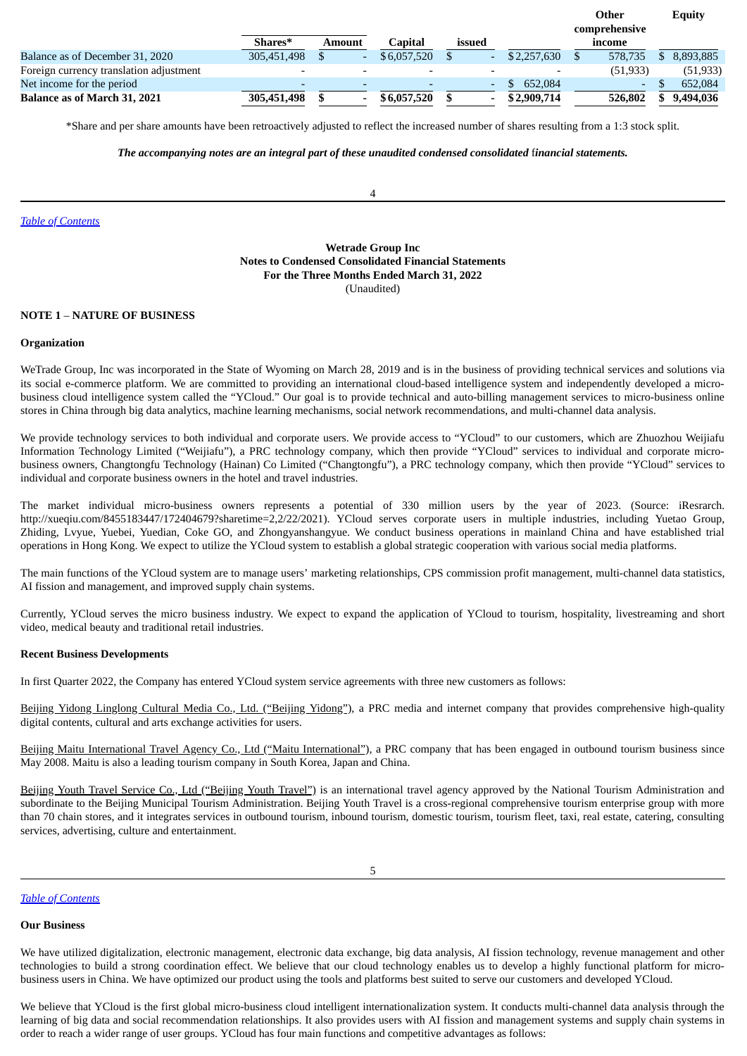| | Shares* | Amount | Capital | issued | | Other comprehensive income | Equity |
|---|---|---|---|---|---|---|---|
| Balance as of December 31, 2020 | 305,451,498 | $ - | $ 6,057,520 | $ - | $ 2,257,630 | $ 578,735 | $ 8,893,885 |
| Foreign currency translation adjustment | - | - | - | - | - | (51,933) | (51,933) |
| Net income for the period | - | - | - | - | $ 652,084 | - | $ 652,084 |
| **Balance as of March 31, 2021** | **305,451,498** | **$ -** | **$ 6,057,520** | **$ -** | **$ 2,909,714** | **526,802** | **$ 9,494,036** |

*Share and per share amounts have been retroactively adjusted to reflect the increased number of shares resulting from a 1:3 stock split.

***The accompanying notes are an integral part of these unaudited condensed consolidated financial statements.***

*Table of Contents*

**Wetrade Group Inc**
**Notes to Condensed Consolidated Financial Statements**
**For the Three Months Ended March 31, 2022**
(Unaudited)

**NOTE 1 – NATURE OF BUSINESS**

**Organization**

WeTrade Group, Inc was incorporated in the State of Wyoming on March 28, 2019 and is in the business of providing technical services and solutions via its social e-commerce platform. We are committed to providing an international cloud-based intelligence system and independently developed a micro-business cloud intelligence system called the "YCloud." Our goal is to provide technical and auto-billing management services to micro-business online stores in China through big data analytics, machine learning mechanisms, social network recommendations, and multi-channel data analysis.

We provide technology services to both individual and corporate users. We provide access to "YCloud" to our customers, which are Zhuozhou Weijiafu Information Technology Limited ("Weijiafu"), a PRC technology company, which then provide "YCloud" services to individual and corporate micro-business owners, Changtongfu Technology (Hainan) Co Limited ("Changtongfu"), a PRC technology company, which then provide "YCloud" services to individual and corporate business owners in the hotel and travel industries.

The market individual micro-business owners represents a potential of 330 million users by the year of 2023. (Source: iResrarch. http://xueqiu.com/8455183447/172404679?sharetime=2,2/22/2021). YCloud serves corporate users in multiple industries, including Yuetao Group, Zhiding, Lvyue, Yuebei, Yuedian, Coke GO, and Zhongyanshangyue. We conduct business operations in mainland China and have established trial operations in Hong Kong. We expect to utilize the YCloud system to establish a global strategic cooperation with various social media platforms.

The main functions of the YCloud system are to manage users' marketing relationships, CPS commission profit management, multi-channel data statistics, AI fission and management, and improved supply chain systems.

Currently, YCloud serves the micro business industry. We expect to expand the application of YCloud to tourism, hospitality, livestreaming and short video, medical beauty and traditional retail industries.

**Recent Business Developments**

In first Quarter 2022, the Company has entered YCloud system service agreements with three new customers as follows:

Beijing Yidong Linglong Cultural Media Co., Ltd. ("Beijing Yidong"), a PRC media and internet company that provides comprehensive high-quality digital contents, cultural and arts exchange activities for users.

Beijing Maitu International Travel Agency Co., Ltd ("Maitu International"), a PRC company that has been engaged in outbound tourism business since May 2008. Maitu is also a leading tourism company in South Korea, Japan and China.

Beijing Youth Travel Service Co., Ltd ("Beijing Youth Travel") is an international travel agency approved by the National Tourism Administration and subordinate to the Beijing Municipal Tourism Administration. Beijing Youth Travel is a cross-regional comprehensive tourism enterprise group with more than 70 chain stores, and it integrates services in outbound tourism, inbound tourism, domestic tourism, tourism fleet, taxi, real estate, catering, consulting services, advertising, culture and entertainment.

*Table of Contents*

**Our Business**

We have utilized digitalization, electronic management, electronic data exchange, big data analysis, AI fission technology, revenue management and other technologies to build a strong coordination effect. We believe that our cloud technology enables us to develop a highly functional platform for micro-business users in China. We have optimized our product using the tools and platforms best suited to serve our customers and developed YCloud.

We believe that YCloud is the first global micro-business cloud intelligent internationalization system. It conducts multi-channel data analysis through the learning of big data and social recommendation relationships. It also provides users with AI fission and management systems and supply chain systems in order to reach a wider range of user groups. YCloud has four main functions and competitive advantages as follows: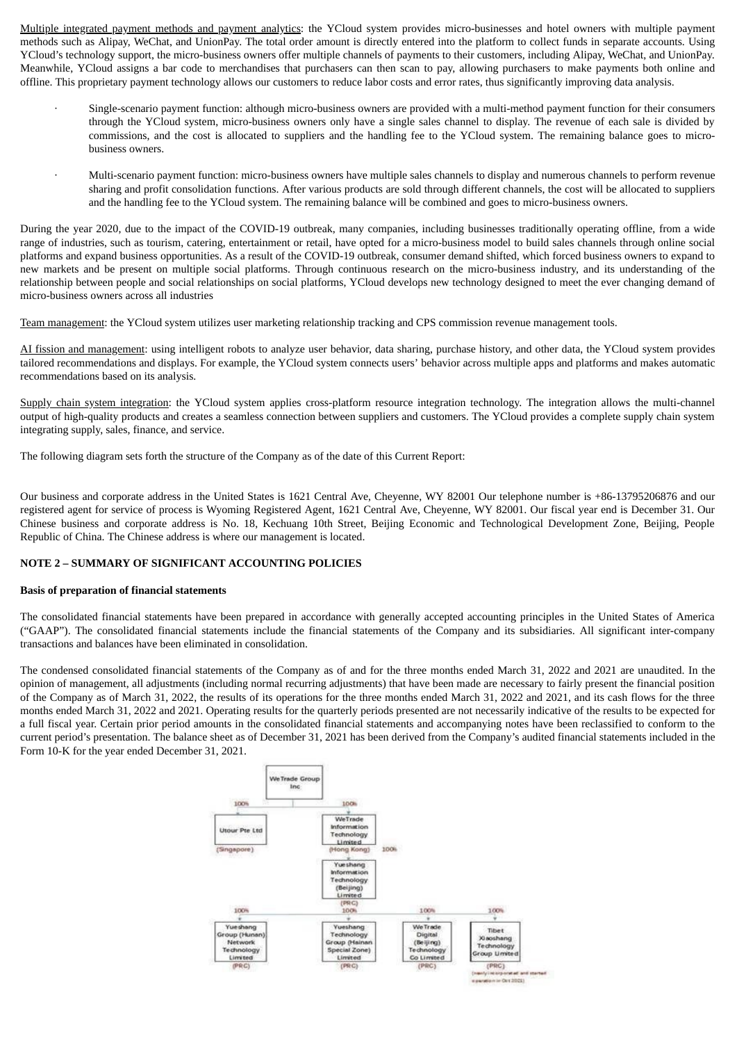Multiple integrated payment methods and payment analytics: the YCloud system provides micro-businesses and hotel owners with multiple payment methods such as Alipay, WeChat, and UnionPay. The total order amount is directly entered into the platform to collect funds in separate accounts. Using YCloud's technology support, the micro-business owners offer multiple channels of payments to their customers, including Alipay, WeChat, and UnionPay. Meanwhile, YCloud assigns a bar code to merchandises that purchasers can then scan to pay, allowing purchasers to make payments both online and offline. This proprietary payment technology allows our customers to reduce labor costs and error rates, thus significantly improving data analysis.

- Single-scenario payment function: although micro-business owners are provided with a multi-method payment function for their consumers through the YCloud system, micro-business owners only have a single sales channel to display. The revenue of each sale is divided by commissions, and the cost is allocated to suppliers and the handling fee to the YCloud system. The remaining balance goes to micro-business owners.

- Multi-scenario payment function: micro-business owners have multiple sales channels to display and numerous channels to perform revenue sharing and profit consolidation functions. After various products are sold through different channels, the cost will be allocated to suppliers and the handling fee to the YCloud system. The remaining balance will be combined and goes to micro-business owners.

During the year 2020, due to the impact of the COVID-19 outbreak, many companies, including businesses traditionally operating offline, from a wide range of industries, such as tourism, catering, entertainment or retail, have opted for a micro-business model to build sales channels through online social platforms and expand business opportunities. As a result of the COVID-19 outbreak, consumer demand shifted, which forced business owners to expand to new markets and be present on multiple social platforms. Through continuous research on the micro-business industry, and its understanding of the relationship between people and social relationships on social platforms, YCloud develops new technology designed to meet the ever changing demand of micro-business owners across all industries

Team management: the YCloud system utilizes user marketing relationship tracking and CPS commission revenue management tools.

AI fission and management: using intelligent robots to analyze user behavior, data sharing, purchase history, and other data, the YCloud system provides tailored recommendations and displays. For example, the YCloud system connects users' behavior across multiple apps and platforms and makes automatic recommendations based on its analysis.

Supply chain system integration: the YCloud system applies cross-platform resource integration technology. The integration allows the multi-channel output of high-quality products and creates a seamless connection between suppliers and customers. The YCloud provides a complete supply chain system integrating supply, sales, finance, and service.

The following diagram sets forth the structure of the Company as of the date of this Current Report:

Our business and corporate address in the United States is 1621 Central Ave, Cheyenne, WY 82001 Our telephone number is +86-13795206876 and our registered agent for service of process is Wyoming Registered Agent, 1621 Central Ave, Cheyenne, WY 82001. Our fiscal year end is December 31. Our Chinese business and corporate address is No. 18, Kechuang 10th Street, Beijing Economic and Technological Development Zone, Beijing, People Republic of China. The Chinese address is where our management is located.

## NOTE 2 – SUMMARY OF SIGNIFICANT ACCOUNTING POLICIES

### Basis of preparation of financial statements

The consolidated financial statements have been prepared in accordance with generally accepted accounting principles in the United States of America ("GAAP"). The consolidated financial statements include the financial statements of the Company and its subsidiaries. All significant inter-company transactions and balances have been eliminated in consolidation.

The condensed consolidated financial statements of the Company as of and for the three months ended March 31, 2022 and 2021 are unaudited. In the opinion of management, all adjustments (including normal recurring adjustments) that have been made are necessary to fairly present the financial position of the Company as of March 31, 2022, the results of its operations for the three months ended March 31, 2022 and 2021, and its cash flows for the three months ended March 31, 2022 and 2021. Operating results for the quarterly periods presented are not necessarily indicative of the results to be expected for a full fiscal year. Certain prior period amounts in the consolidated financial statements and accompanying notes have been reclassified to conform to the current period's presentation. The balance sheet as of December 31, 2021 has been derived from the Company's audited financial statements included in the Form 10-K for the year ended December 31, 2021.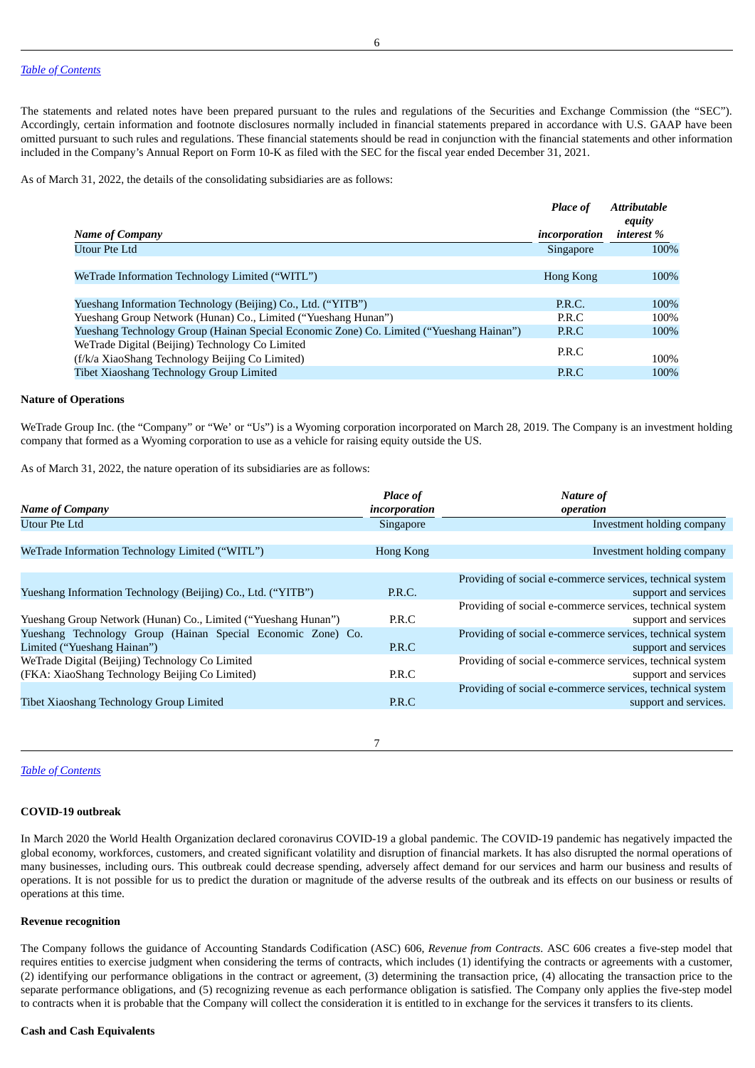The statements and related notes have been prepared pursuant to the rules and regulations of the Securities and Exchange Commission (the "SEC"). Accordingly, certain information and footnote disclosures normally included in financial statements prepared in accordance with U.S. GAAP have been omitted pursuant to such rules and regulations. These financial statements should be read in conjunction with the financial statements and other information included in the Company's Annual Report on Form 10-K as filed with the SEC for the fiscal year ended December 31, 2021.

As of March 31, 2022, the details of the consolidating subsidiaries are as follows:

| *Name of Company* | *Place of incorporation* | *Attributable equity interest %* |
|---|---|---|
| Utour Pte Ltd | Singapore | 100% |
| WeTrade Information Technology Limited ("WITL") | Hong Kong | 100% |
| Yueshang Information Technology (Beijing) Co., Ltd. ("YITB") | P.R.C. | 100% |
| Yueshang Group Network (Hunan) Co., Limited ("Yueshang Hunan") | P.R.C | 100% |
| Yueshang Technology Group (Hainan Special Economic Zone) Co. Limited ("Yueshang Hainan") | P.R.C | 100% |
| WeTrade Digital (Beijing) Technology Co Limited (f/k/a XiaoShang Technology Beijing Co Limited) | P.R.C | 100% |
| Tibet Xiaoshang Technology Group Limited | P.R.C | 100% |

**Nature of Operations**

WeTrade Group Inc. (the "Company" or "We' or "Us") is a Wyoming corporation incorporated on March 28, 2019. The Company is an investment holding company that formed as a Wyoming corporation to use as a vehicle for raising equity outside the US.

As of March 31, 2022, the nature operation of its subsidiaries are as follows:

| *Name of Company* | *Place of incorporation* | *Nature of operation* |
|---|---|---|
| Utour Pte Ltd | Singapore | Investment holding company |
| WeTrade Information Technology Limited ("WITL") | Hong Kong | Investment holding company |
| Yueshang Information Technology (Beijing) Co., Ltd. ("YITB") | P.R.C. | Providing of social e-commerce services, technical system support and services |
| Yueshang Group Network (Hunan) Co., Limited ("Yueshang Hunan") | P.R.C | Providing of social e-commerce services, technical system support and services |
| Yueshang Technology Group (Hainan Special Economic Zone) Co. Limited ("Yueshang Hainan") | P.R.C | Providing of social e-commerce services, technical system support and services |
| WeTrade Digital (Beijing) Technology Co Limited (FKA: XiaoShang Technology Beijing Co Limited) | P.R.C | Providing of social e-commerce services, technical system support and services |
| Tibet Xiaoshang Technology Group Limited | P.R.C | Providing of social e-commerce services, technical system support and services. |

**COVID-19 outbreak**

In March 2020 the World Health Organization declared coronavirus COVID-19 a global pandemic. The COVID-19 pandemic has negatively impacted the global economy, workforces, customers, and created significant volatility and disruption of financial markets. It has also disrupted the normal operations of many businesses, including ours. This outbreak could decrease spending, adversely affect demand for our services and harm our business and results of operations. It is not possible for us to predict the duration or magnitude of the adverse results of the outbreak and its effects on our business or results of operations at this time.

**Revenue recognition**

The Company follows the guidance of Accounting Standards Codification (ASC) 606, *Revenue from Contracts*. ASC 606 creates a five-step model that requires entities to exercise judgment when considering the terms of contracts, which includes (1) identifying the contracts or agreements with a customer, (2) identifying our performance obligations in the contract or agreement, (3) determining the transaction price, (4) allocating the transaction price to the separate performance obligations, and (5) recognizing revenue as each performance obligation is satisfied. The Company only applies the five-step model to contracts when it is probable that the Company will collect the consideration it is entitled to in exchange for the services it transfers to its clients.

**Cash and Cash Equivalents**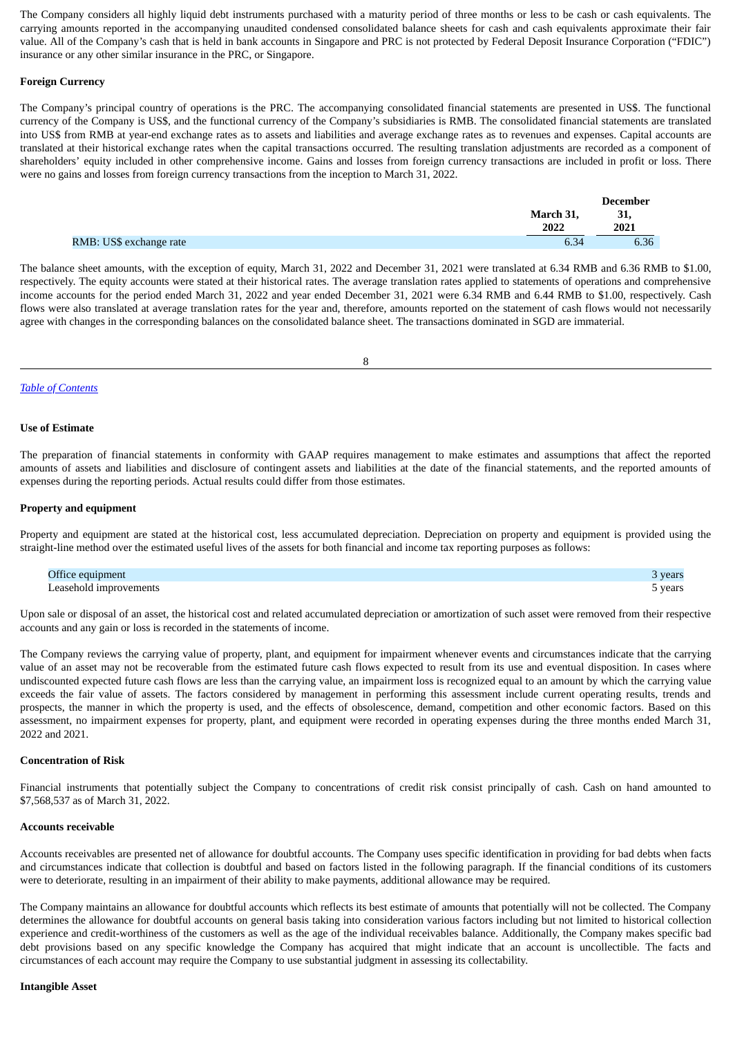The Company considers all highly liquid debt instruments purchased with a maturity period of three months or less to be cash or cash equivalents. The carrying amounts reported in the accompanying unaudited condensed consolidated balance sheets for cash and cash equivalents approximate their fair value. All of the Company's cash that is held in bank accounts in Singapore and PRC is not protected by Federal Deposit Insurance Corporation ("FDIC") insurance or any other similar insurance in the PRC, or Singapore.

**Foreign Currency**

The Company's principal country of operations is the PRC. The accompanying consolidated financial statements are presented in US$. The functional currency of the Company is US$, and the functional currency of the Company's subsidiaries is RMB. The consolidated financial statements are translated into US$ from RMB at year-end exchange rates as to assets and liabilities and average exchange rates as to revenues and expenses. Capital accounts are translated at their historical exchange rates when the capital transactions occurred. The resulting translation adjustments are recorded as a component of shareholders' equity included in other comprehensive income. Gains and losses from foreign currency transactions are included in profit or loss. There were no gains and losses from foreign currency transactions from the inception to March 31, 2022.

| | March 31, 2022 | December 31, 2021 |
|---|---|---|
| RMB: US$ exchange rate | 6.34 | 6.36 |

The balance sheet amounts, with the exception of equity, March 31, 2022 and December 31, 2021 were translated at 6.34 RMB and 6.36 RMB to $1.00, respectively. The equity accounts were stated at their historical rates. The average translation rates applied to statements of operations and comprehensive income accounts for the period ended March 31, 2022 and year ended December 31, 2021 were 6.34 RMB and 6.44 RMB to $1.00, respectively. Cash flows were also translated at average translation rates for the year and, therefore, amounts reported on the statement of cash flows would not necessarily agree with changes in the corresponding balances on the consolidated balance sheet. The transactions dominated in SGD are immaterial.

**Use of Estimate**

The preparation of financial statements in conformity with GAAP requires management to make estimates and assumptions that affect the reported amounts of assets and liabilities and disclosure of contingent assets and liabilities at the date of the financial statements, and the reported amounts of expenses during the reporting periods. Actual results could differ from those estimates.

**Property and equipment**

Property and equipment are stated at the historical cost, less accumulated depreciation. Depreciation on property and equipment is provided using the straight-line method over the estimated useful lives of the assets for both financial and income tax reporting purposes as follows:

| | |
|---|---|
| Office equipment | 3 years |
| Leasehold improvements | 5 years |

Upon sale or disposal of an asset, the historical cost and related accumulated depreciation or amortization of such asset were removed from their respective accounts and any gain or loss is recorded in the statements of income.

The Company reviews the carrying value of property, plant, and equipment for impairment whenever events and circumstances indicate that the carrying value of an asset may not be recoverable from the estimated future cash flows expected to result from its use and eventual disposition. In cases where undiscounted expected future cash flows are less than the carrying value, an impairment loss is recognized equal to an amount by which the carrying value exceeds the fair value of assets. The factors considered by management in performing this assessment include current operating results, trends and prospects, the manner in which the property is used, and the effects of obsolescence, demand, competition and other economic factors. Based on this assessment, no impairment expenses for property, plant, and equipment were recorded in operating expenses during the three months ended March 31, 2022 and 2021.

**Concentration of Risk**

Financial instruments that potentially subject the Company to concentrations of credit risk consist principally of cash. Cash on hand amounted to $7,568,537 as of March 31, 2022.

**Accounts receivable**

Accounts receivables are presented net of allowance for doubtful accounts. The Company uses specific identification in providing for bad debts when facts and circumstances indicate that collection is doubtful and based on factors listed in the following paragraph. If the financial conditions of its customers were to deteriorate, resulting in an impairment of their ability to make payments, additional allowance may be required.

The Company maintains an allowance for doubtful accounts which reflects its best estimate of amounts that potentially will not be collected. The Company determines the allowance for doubtful accounts on general basis taking into consideration various factors including but not limited to historical collection experience and credit-worthiness of the customers as well as the age of the individual receivables balance. Additionally, the Company makes specific bad debt provisions based on any specific knowledge the Company has acquired that might indicate that an account is uncollectible. The facts and circumstances of each account may require the Company to use substantial judgment in assessing its collectability.

**Intangible Asset**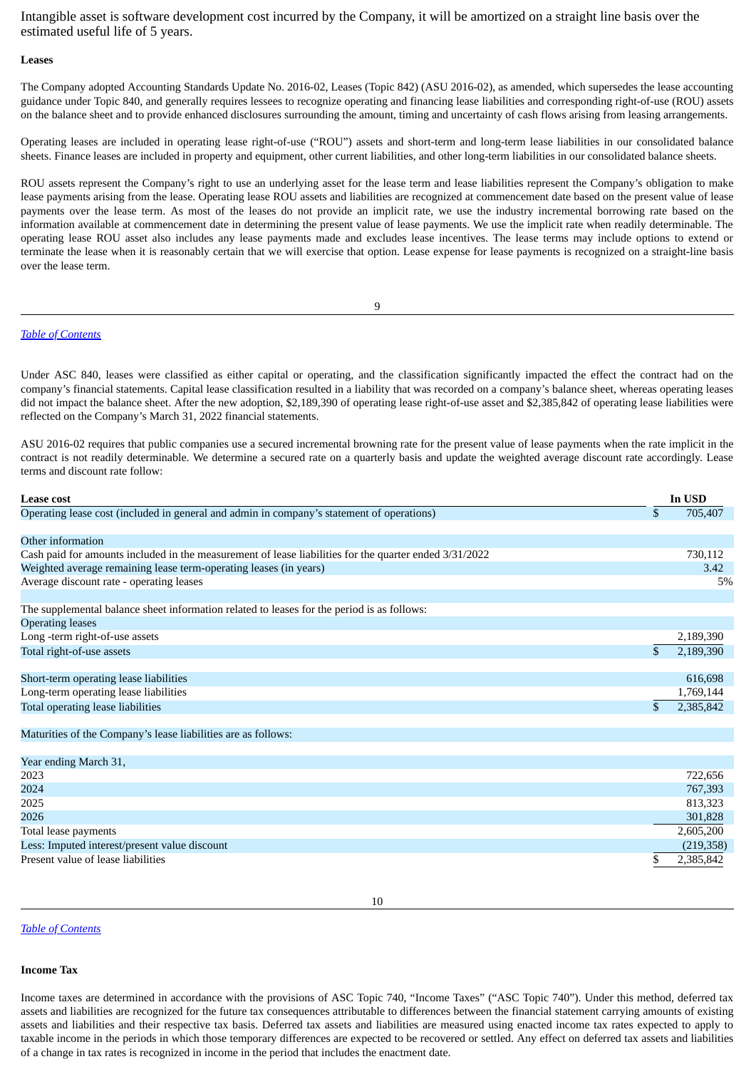Intangible asset is software development cost incurred by the Company, it will be amortized on a straight line basis over the estimated useful life of 5 years.

**Leases**

The Company adopted Accounting Standards Update No. 2016-02, Leases (Topic 842) (ASU 2016-02), as amended, which supersedes the lease accounting guidance under Topic 840, and generally requires lessees to recognize operating and financing lease liabilities and corresponding right-of-use (ROU) assets on the balance sheet and to provide enhanced disclosures surrounding the amount, timing and uncertainty of cash flows arising from leasing arrangements.

Operating leases are included in operating lease right-of-use ("ROU") assets and short-term and long-term lease liabilities in our consolidated balance sheets. Finance leases are included in property and equipment, other current liabilities, and other long-term liabilities in our consolidated balance sheets.

ROU assets represent the Company's right to use an underlying asset for the lease term and lease liabilities represent the Company's obligation to make lease payments arising from the lease. Operating lease ROU assets and liabilities are recognized at commencement date based on the present value of lease payments over the lease term. As most of the leases do not provide an implicit rate, we use the industry incremental borrowing rate based on the information available at commencement date in determining the present value of lease payments. We use the implicit rate when readily determinable. The operating lease ROU asset also includes any lease payments made and excludes lease incentives. The lease terms may include options to extend or terminate the lease when it is reasonably certain that we will exercise that option. Lease expense for lease payments is recognized on a straight-line basis over the lease term.

Under ASC 840, leases were classified as either capital or operating, and the classification significantly impacted the effect the contract had on the company's financial statements. Capital lease classification resulted in a liability that was recorded on a company's balance sheet, whereas operating leases did not impact the balance sheet. After the new adoption, $2,189,390 of operating lease right-of-use asset and $2,385,842 of operating lease liabilities were reflected on the Company's March 31, 2022 financial statements.

ASU 2016-02 requires that public companies use a secured incremental browning rate for the present value of lease payments when the rate implicit in the contract is not readily determinable. We determine a secured rate on a quarterly basis and update the weighted average discount rate accordingly. Lease terms and discount rate follow:

| **Lease cost** | **In USD** |
|---|---|
| Operating lease cost (included in general and admin in company's statement of operations) | $ 705,407 |
| | |
| Other information | |
| Cash paid for amounts included in the measurement of lease liabilities for the quarter ended 3/31/2022 | 730,112 |
| Weighted average remaining lease term-operating leases (in years) | 3.42 |
| Average discount rate - operating leases | 5% |
| | |
| The supplemental balance sheet information related to leases for the period is as follows: | |
| Operating leases | |
| Long -term right-of-use assets | 2,189,390 |
| Total right-of-use assets | $ 2,189,390 |
| | |
| Short-term operating lease liabilities | 616,698 |
| Long-term operating lease liabilities | 1,769,144 |
| Total operating lease liabilities | $ 2,385,842 |
| | |
| Maturities of the Company's lease liabilities are as follows: | |
| | |
| Year ending March 31, | |
| 2023 | 722,656 |
| 2024 | 767,393 |
| 2025 | 813,323 |
| 2026 | 301,828 |
| Total lease payments | 2,605,200 |
| Less: Imputed interest/present value discount | (219,358) |
| Present value of lease liabilities | $ 2,385,842 |

**Income Tax**

Income taxes are determined in accordance with the provisions of ASC Topic 740, "Income Taxes" ("ASC Topic 740"). Under this method, deferred tax assets and liabilities are recognized for the future tax consequences attributable to differences between the financial statement carrying amounts of existing assets and liabilities and their respective tax basis. Deferred tax assets and liabilities are measured using enacted income tax rates expected to apply to taxable income in the periods in which those temporary differences are expected to be recovered or settled. Any effect on deferred tax assets and liabilities of a change in tax rates is recognized in income in the period that includes the enactment date.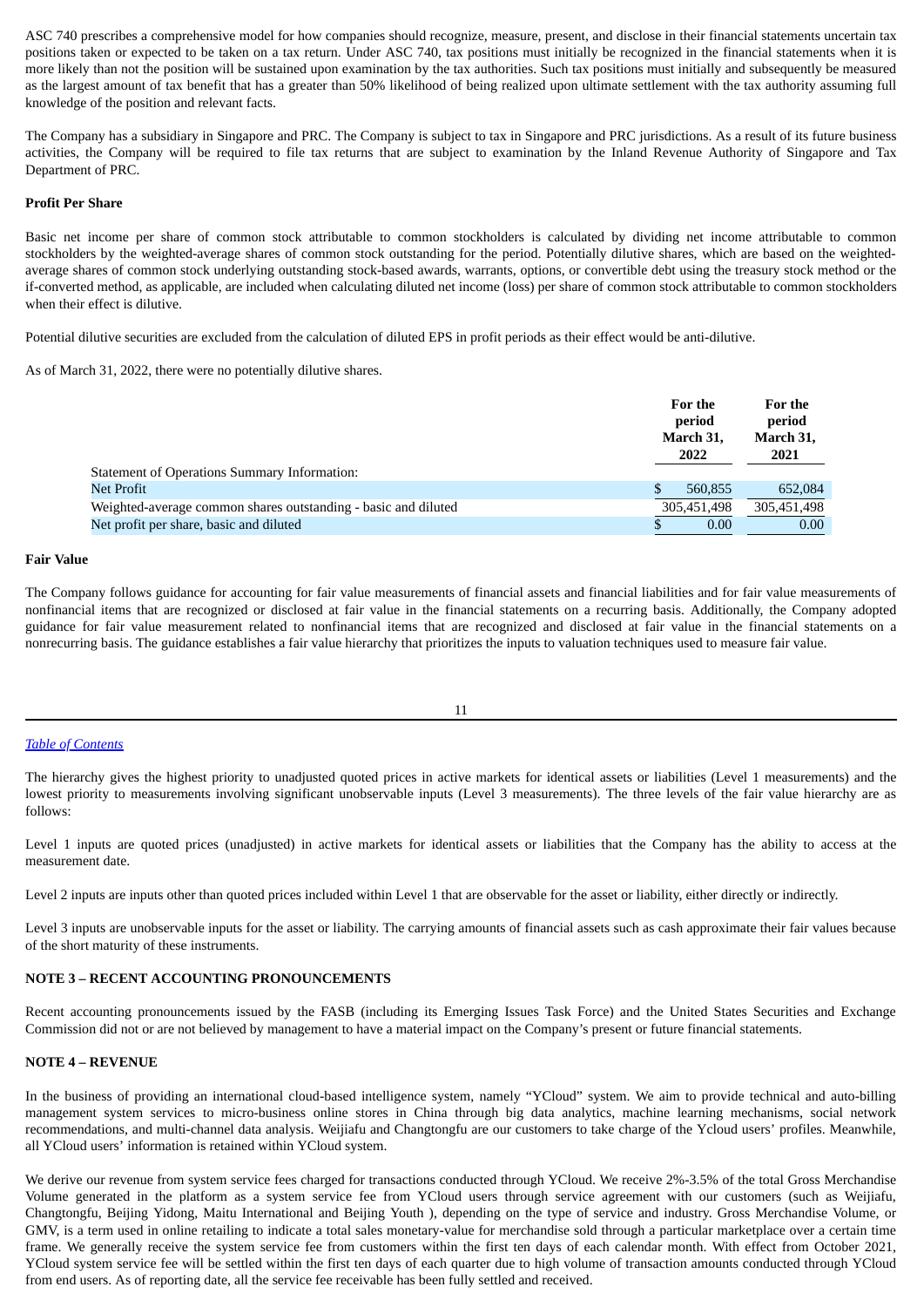ASC 740 prescribes a comprehensive model for how companies should recognize, measure, present, and disclose in their financial statements uncertain tax positions taken or expected to be taken on a tax return. Under ASC 740, tax positions must initially be recognized in the financial statements when it is more likely than not the position will be sustained upon examination by the tax authorities. Such tax positions must initially and subsequently be measured as the largest amount of tax benefit that has a greater than 50% likelihood of being realized upon ultimate settlement with the tax authority assuming full knowledge of the position and relevant facts.

The Company has a subsidiary in Singapore and PRC. The Company is subject to tax in Singapore and PRC jurisdictions. As a result of its future business activities, the Company will be required to file tax returns that are subject to examination by the Inland Revenue Authority of Singapore and Tax Department of PRC.

**Profit Per Share**

Basic net income per share of common stock attributable to common stockholders is calculated by dividing net income attributable to common stockholders by the weighted-average shares of common stock outstanding for the period. Potentially dilutive shares, which are based on the weighted-average shares of common stock underlying outstanding stock-based awards, warrants, options, or convertible debt using the treasury stock method or the if-converted method, as applicable, are included when calculating diluted net income (loss) per share of common stock attributable to common stockholders when their effect is dilutive.

Potential dilutive securities are excluded from the calculation of diluted EPS in profit periods as their effect would be anti-dilutive.

As of March 31, 2022, there were no potentially dilutive shares.

| | For the period March 31, 2022 | For the period March 31, 2021 |
|---|---|---|
| Statement of Operations Summary Information: | | |
| Net Profit | $ 560,855 | 652,084 |
| Weighted-average common shares outstanding - basic and diluted | 305,451,498 | 305,451,498 |
| Net profit per share, basic and diluted | $ 0.00 | 0.00 |

**Fair Value**

The Company follows guidance for accounting for fair value measurements of financial assets and financial liabilities and for fair value measurements of nonfinancial items that are recognized or disclosed at fair value in the financial statements on a recurring basis. Additionally, the Company adopted guidance for fair value measurement related to nonfinancial items that are recognized and disclosed at fair value in the financial statements on a nonrecurring basis. The guidance establishes a fair value hierarchy that prioritizes the inputs to valuation techniques used to measure fair value.

The hierarchy gives the highest priority to unadjusted quoted prices in active markets for identical assets or liabilities (Level 1 measurements) and the lowest priority to measurements involving significant unobservable inputs (Level 3 measurements). The three levels of the fair value hierarchy are as follows:

Level 1 inputs are quoted prices (unadjusted) in active markets for identical assets or liabilities that the Company has the ability to access at the measurement date.

Level 2 inputs are inputs other than quoted prices included within Level 1 that are observable for the asset or liability, either directly or indirectly.

Level 3 inputs are unobservable inputs for the asset or liability. The carrying amounts of financial assets such as cash approximate their fair values because of the short maturity of these instruments.

**NOTE 3 – RECENT ACCOUNTING PRONOUNCEMENTS**

Recent accounting pronouncements issued by the FASB (including its Emerging Issues Task Force) and the United States Securities and Exchange Commission did not or are not believed by management to have a material impact on the Company's present or future financial statements.

**NOTE 4 – REVENUE**

In the business of providing an international cloud-based intelligence system, namely "YCloud" system. We aim to provide technical and auto-billing management system services to micro-business online stores in China through big data analytics, machine learning mechanisms, social network recommendations, and multi-channel data analysis. Weijiafu and Changtongfu are our customers to take charge of the Ycloud users' profiles. Meanwhile, all YCloud users' information is retained within YCloud system.

We derive our revenue from system service fees charged for transactions conducted through YCloud. We receive 2%-3.5% of the total Gross Merchandise Volume generated in the platform as a system service fee from YCloud users through service agreement with our customers (such as Weijiafu, Changtongfu, Beijing Yidong, Maitu International and Beijing Youth ), depending on the type of service and industry. Gross Merchandise Volume, or GMV, is a term used in online retailing to indicate a total sales monetary-value for merchandise sold through a particular marketplace over a certain time frame. We generally receive the system service fee from customers within the first ten days of each calendar month. With effect from October 2021, YCloud system service fee will be settled within the first ten days of each quarter due to high volume of transaction amounts conducted through YCloud from end users. As of reporting date, all the service fee receivable has been fully settled and received.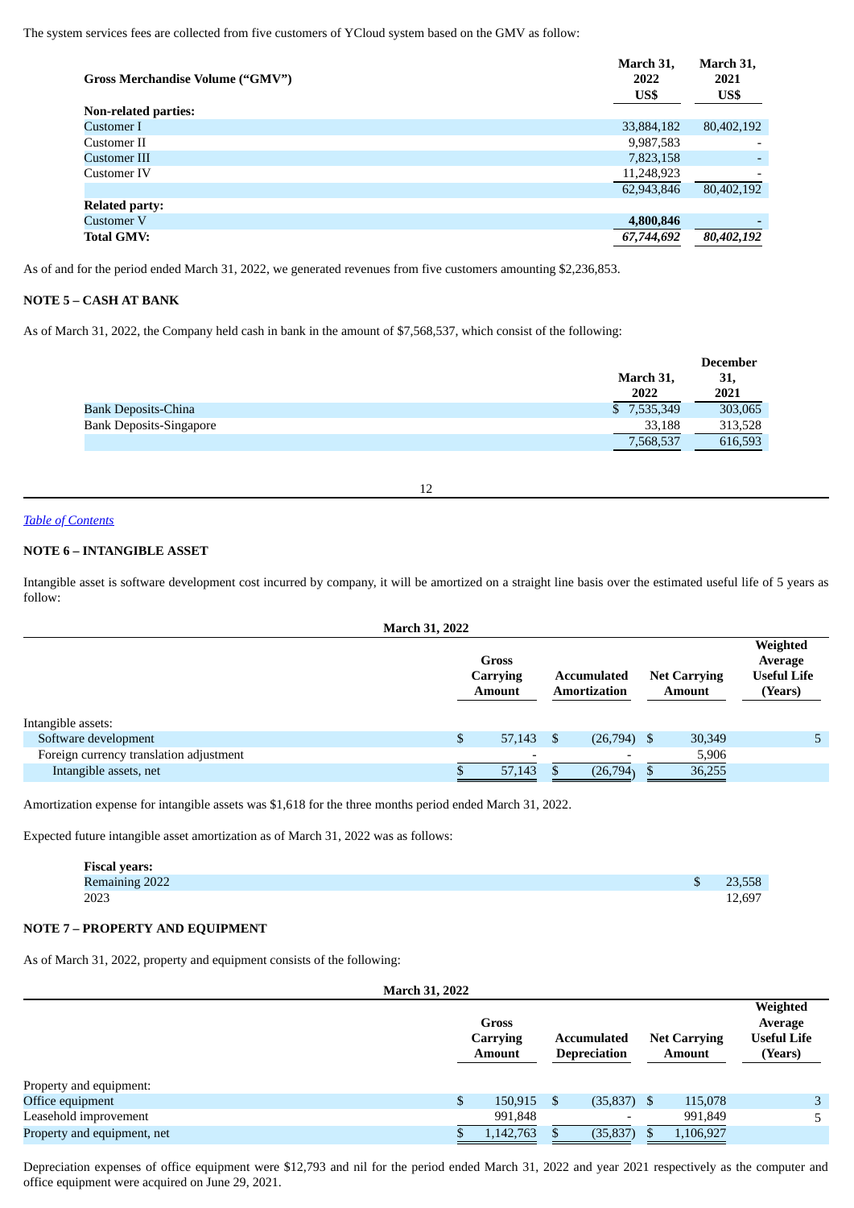The system services fees are collected from five customers of YCloud system based on the GMV as follow:

| Gross Merchandise Volume ("GMV") | March 31, 2022 US$ | March 31, 2021 US$ |
|---|---|---|
| **Non-related parties:** | | |
| Customer I | 33,884,182 | 80,402,192 |
| Customer II | 9,987,583 | - |
| Customer III | 7,823,158 | - |
| Customer IV | 11,248,923 | - |
| | 62,943,846 | 80,402,192 |
| **Related party:** | | |
| Customer V | **4,800,846** | - |
| **Total GMV:** | ***67,744,692*** | ***80,402,192*** |

As of and for the period ended March 31, 2022, we generated revenues from five customers amounting $2,236,853.

### NOTE 5 – CASH AT BANK

As of March 31, 2022, the Company held cash in bank in the amount of $7,568,537, which consist of the following:

| | March 31, 2022 | December 31, 2021 |
|---|---|---|
| Bank Deposits-China | $ 7,535,349 | 303,065 |
| Bank Deposits-Singapore | 33,188 | 313,528 |
| | 7,568,537 | 616,593 |

*Table of Contents*

### NOTE 6 – INTANGIBLE ASSET

Intangible asset is software development cost incurred by company, it will be amortized on a straight line basis over the estimated useful life of 5 years as follow:

**March 31, 2022**

| | Gross Carrying Amount | Accumulated Amortization | Net Carrying Amount | Weighted Average Useful Life (Years) |
|---|---|---|---|---|
| Intangible assets: | | | | |
| Software development | $ 57,143 | $ (26,794) | $ 30,349 | 5 |
| Foreign currency translation adjustment | - | - | 5,906 | |
| Intangible assets, net | $ 57,143 | $ (26,794) | $ 36,255 | |

Amortization expense for intangible assets was $1,618 for the three months period ended March 31, 2022.

Expected future intangible asset amortization as of March 31, 2022 was as follows:

| Fiscal years: | |
|---|---|
| Remaining 2022 | $ 23,558 |
| 2023 | 12,697 |

### NOTE 7 – PROPERTY AND EQUIPMENT

As of March 31, 2022, property and equipment consists of the following:

**March 31, 2022**

| | Gross Carrying Amount | Accumulated Depreciation | Net Carrying Amount | Weighted Average Useful Life (Years) |
|---|---|---|---|---|
| Property and equipment: | | | | |
| Office equipment | $ 150,915 | $ (35,837) | $ 115,078 | 3 |
| Leasehold improvement | 991,848 | - | 991,849 | 5 |
| Property and equipment, net | $ 1,142,763 | $ (35,837) | $ 1,106,927 | |

Depreciation expenses of office equipment were $12,793 and nil for the period ended March 31, 2022 and year 2021 respectively as the computer and office equipment were acquired on June 29, 2021.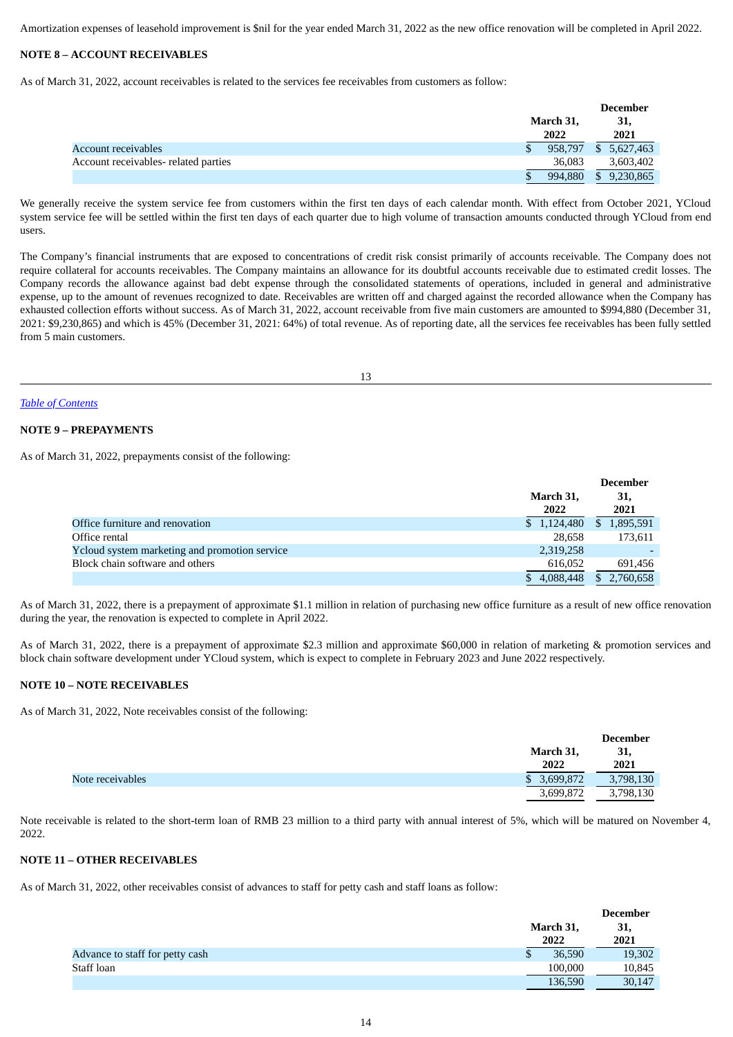Amortization expenses of leasehold improvement is $nil for the year ended March 31, 2022 as the new office renovation will be completed in April 2022.

**NOTE 8 – ACCOUNT RECEIVABLES**

As of March 31, 2022, account receivables is related to the services fee receivables from customers as follow:

| | March 31, 2022 | December 31, 2021 |
|---|---|---|
| Account receivables | $ 958,797 | $ 5,627,463 |
| Account receivables- related parties | 36,083 | 3,603,402 |
| | $ 994,880 | $ 9,230,865 |

We generally receive the system service fee from customers within the first ten days of each calendar month. With effect from October 2021, YCloud system service fee will be settled within the first ten days of each quarter due to high volume of transaction amounts conducted through YCloud from end users.

The Company's financial instruments that are exposed to concentrations of credit risk consist primarily of accounts receivable. The Company does not require collateral for accounts receivables. The Company maintains an allowance for its doubtful accounts receivable due to estimated credit losses. The Company records the allowance against bad debt expense through the consolidated statements of operations, included in general and administrative expense, up to the amount of revenues recognized to date. Receivables are written off and charged against the recorded allowance when the Company has exhausted collection efforts without success. As of March 31, 2022, account receivable from five main customers are amounted to $994,880 (December 31, 2021: $9,230,865) and which is 45% (December 31, 2021: 64%) of total revenue. As of reporting date, all the services fee receivables has been fully settled from 5 main customers.

*Table of Contents*

**NOTE 9 – PREPAYMENTS**

As of March 31, 2022, prepayments consist of the following:

| | March 31, 2022 | December 31, 2021 |
|---|---|---|
| Office furniture and renovation | $ 1,124,480 | $ 1,895,591 |
| Office rental | 28,658 | 173,611 |
| Ycloud system marketing and promotion service | 2,319,258 | - |
| Block chain software and others | 616,052 | 691,456 |
| | $ 4,088,448 | $ 2,760,658 |

As of March 31, 2022, there is a prepayment of approximate $1.1 million in relation of purchasing new office furniture as a result of new office renovation during the year, the renovation is expected to complete in April 2022.

As of March 31, 2022, there is a prepayment of approximate $2.3 million and approximate $60,000 in relation of marketing & promotion services and block chain software development under YCloud system, which is expect to complete in February 2023 and June 2022 respectively.

**NOTE 10 – NOTE RECEIVABLES**

As of March 31, 2022, Note receivables consist of the following:

| | March 31, 2022 | December 31, 2021 |
|---|---|---|
| Note receivables | $ 3,699,872 | 3,798,130 |
| | 3,699,872 | 3,798,130 |

Note receivable is related to the short-term loan of RMB 23 million to a third party with annual interest of 5%, which will be matured on November 4, 2022.

**NOTE 11 – OTHER RECEIVABLES**

As of March 31, 2022, other receivables consist of advances to staff for petty cash and staff loans as follow:

| | March 31, 2022 | December 31, 2021 |
|---|---|---|
| Advance to staff for petty cash | $ 36,590 | 19,302 |
| Staff loan | 100,000 | 10,845 |
| | 136,590 | 30,147 |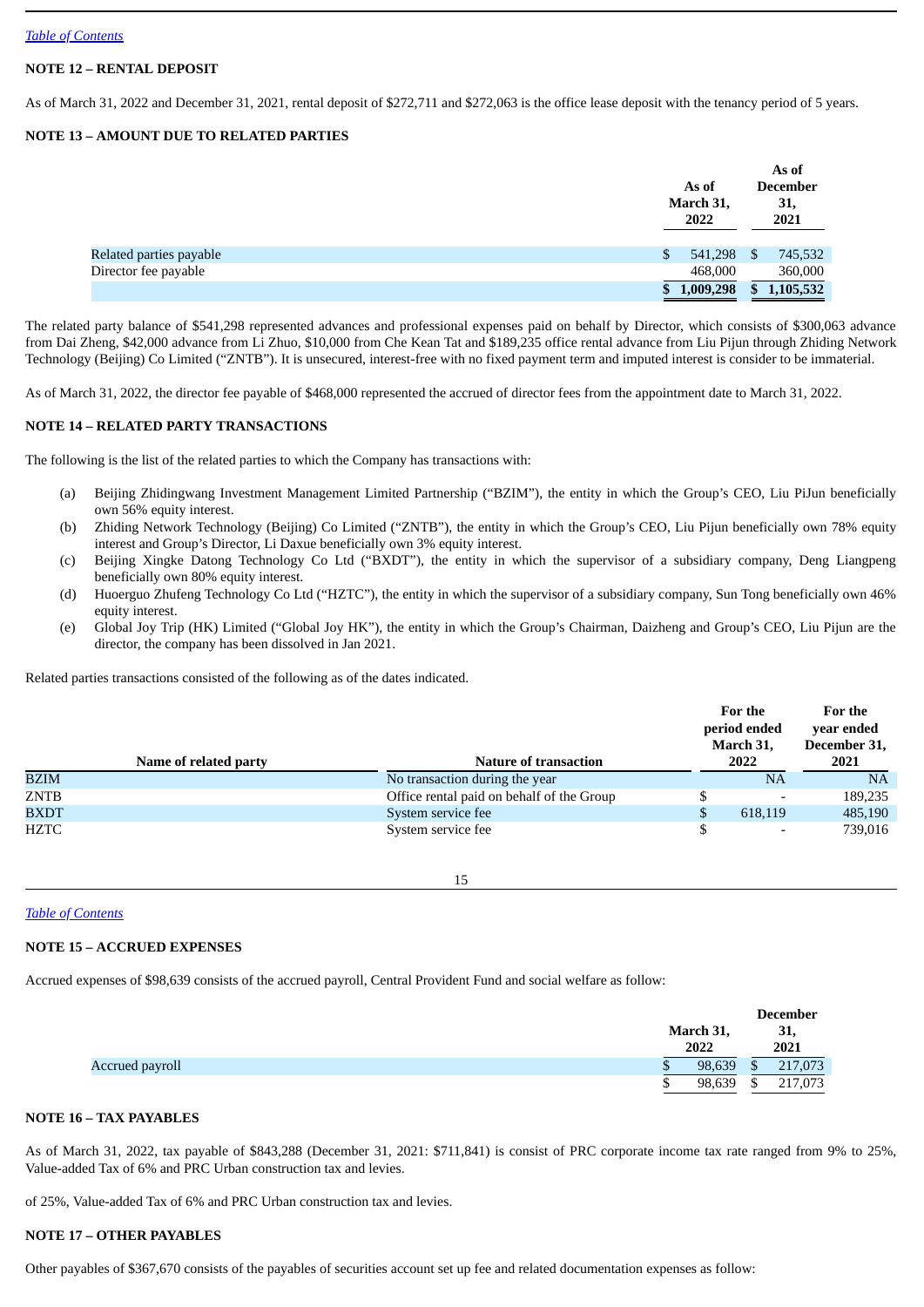[Table of Contents](#)

**NOTE 12 – RENTAL DEPOSIT**

As of March 31, 2022 and December 31, 2021, rental deposit of $272,711 and $272,063 is the office lease deposit with the tenancy period of 5 years.

**NOTE 13 – AMOUNT DUE TO RELATED PARTIES**

| | As of March 31, 2022 | As of December 31, 2021 |
|---|---|---|
| Related parties payable | $ 541,298 | $ 745,532 |
| Director fee payable | 468,000 | 360,000 |
| | $ 1,009,298 | $ 1,105,532 |

The related party balance of $541,298 represented advances and professional expenses paid on behalf by Director, which consists of $300,063 advance from Dai Zheng, $42,000 advance from Li Zhuo, $10,000 from Che Kean Tat and $189,235 office rental advance from Liu Pijun through Zhiding Network Technology (Beijing) Co Limited ("ZNTB"). It is unsecured, interest-free with no fixed payment term and imputed interest is consider to be immaterial.

As of March 31, 2022, the director fee payable of $468,000 represented the accrued of director fees from the appointment date to March 31, 2022.

**NOTE 14 – RELATED PARTY TRANSACTIONS**

The following is the list of the related parties to which the Company has transactions with:

(a) Beijing Zhidingwang Investment Management Limited Partnership ("BZIM"), the entity in which the Group's CEO, Liu PiJun beneficially own 56% equity interest.

(b) Zhiding Network Technology (Beijing) Co Limited ("ZNTB"), the entity in which the Group's CEO, Liu Pijun beneficially own 78% equity interest and Group's Director, Li Daxue beneficially own 3% equity interest.

(c) Beijing Xingke Datong Technology Co Ltd ("BXDT"), the entity in which the supervisor of a subsidiary company, Deng Liangpeng beneficially own 80% equity interest.

(d) Huoerguo Zhufeng Technology Co Ltd ("HZTC"), the entity in which the supervisor of a subsidiary company, Sun Tong beneficially own 46% equity interest.

(e) Global Joy Trip (HK) Limited ("Global Joy HK"), the entity in which the Group's Chairman, Daizheng and Group's CEO, Liu Pijun are the director, the company has been dissolved in Jan 2021.

Related parties transactions consisted of the following as of the dates indicated.

| Name of related party | Nature of transaction | For the period ended March 31, 2022 | For the year ended December 31, 2021 |
|---|---|---|---|
| BZIM | No transaction during the year | NA | NA |
| ZNTB | Office rental paid on behalf of the Group | $ - | 189,235 |
| BXDT | System service fee | $ 618,119 | 485,190 |
| HZTC | System service fee | $ - | 739,016 |

[Table of Contents](#)

**NOTE 15 – ACCRUED EXPENSES**

Accrued expenses of $98,639 consists of the accrued payroll, Central Provident Fund and social welfare as follow:

| | March 31, 2022 | December 31, 2021 |
|---|---|---|
| Accrued payroll | $ 98,639 | $ 217,073 |
| | $ 98,639 | $ 217,073 |

**NOTE 16 – TAX PAYABLES**

As of March 31, 2022, tax payable of $843,288 (December 31, 2021: $711,841) is consist of PRC corporate income tax rate ranged from 9% to 25%, Value-added Tax of 6% and PRC Urban construction tax and levies.

of 25%, Value-added Tax of 6% and PRC Urban construction tax and levies.

**NOTE 17 – OTHER PAYABLES**

Other payables of $367,670 consists of the payables of securities account set up fee and related documentation expenses as follow: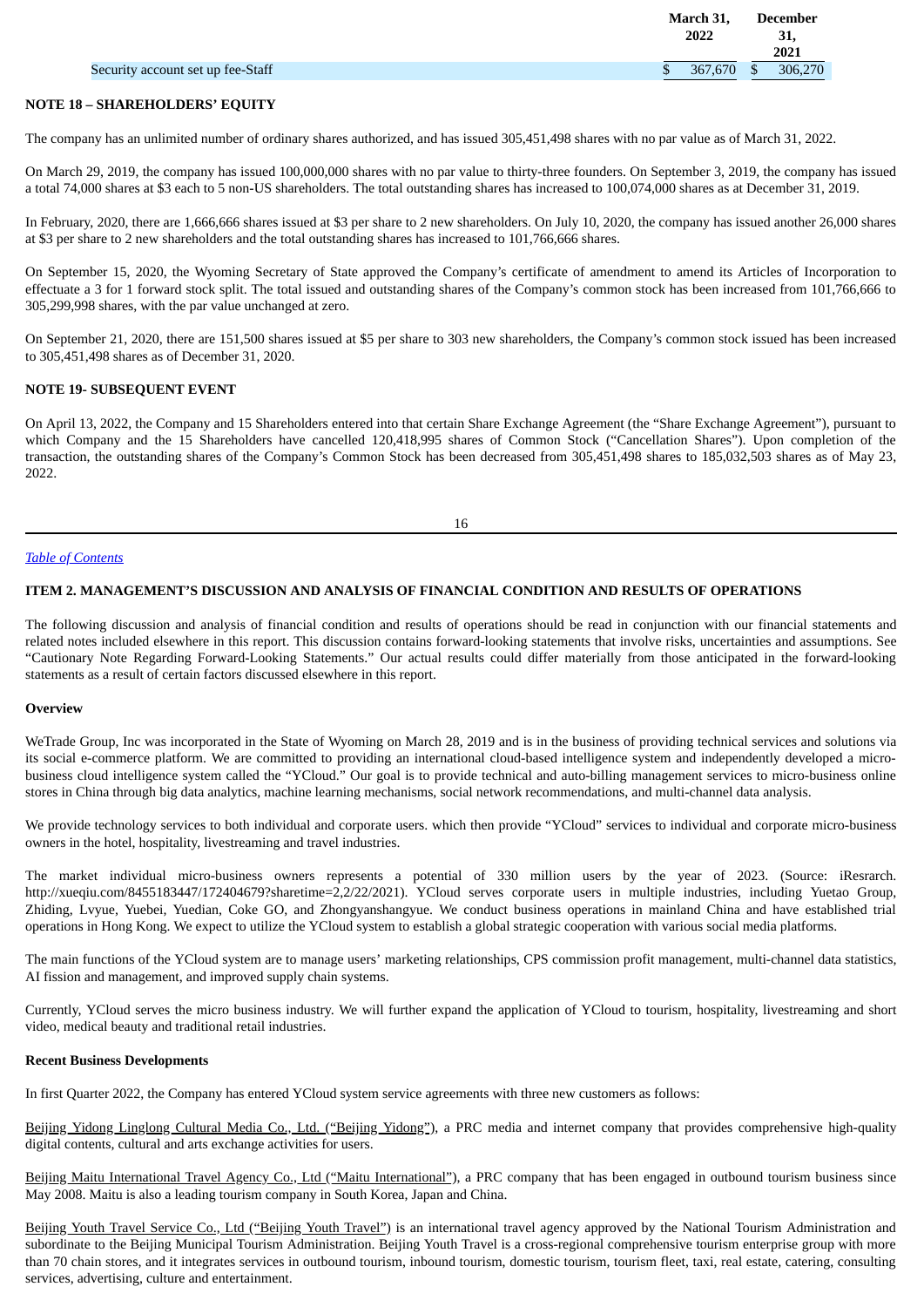| | March 31, 2022 | December 31, 2021 |
|---|---|---|
| Security account set up fee-Staff | $ 367,670 | $ 306,270 |

**NOTE 18 – SHAREHOLDERS' EQUITY**

The company has an unlimited number of ordinary shares authorized, and has issued 305,451,498 shares with no par value as of March 31, 2022.

On March 29, 2019, the company has issued 100,000,000 shares with no par value to thirty-three founders. On September 3, 2019, the company has issued a total 74,000 shares at $3 each to 5 non-US shareholders. The total outstanding shares has increased to 100,074,000 shares as at December 31, 2019.

In February, 2020, there are 1,666,666 shares issued at $3 per share to 2 new shareholders. On July 10, 2020, the company has issued another 26,000 shares at $3 per share to 2 new shareholders and the total outstanding shares has increased to 101,766,666 shares.

On September 15, 2020, the Wyoming Secretary of State approved the Company's certificate of amendment to amend its Articles of Incorporation to effectuate a 3 for 1 forward stock split. The total issued and outstanding shares of the Company's common stock has been increased from 101,766,666 to 305,299,998 shares, with the par value unchanged at zero.

On September 21, 2020, there are 151,500 shares issued at $5 per share to 303 new shareholders, the Company's common stock issued has been increased to 305,451,498 shares as of December 31, 2020.

**NOTE 19- SUBSEQUENT EVENT**

On April 13, 2022, the Company and 15 Shareholders entered into that certain Share Exchange Agreement (the "Share Exchange Agreement"), pursuant to which Company and the 15 Shareholders have cancelled 120,418,995 shares of Common Stock ("Cancellation Shares"). Upon completion of the transaction, the outstanding shares of the Company's Common Stock has been decreased from 305,451,498 shares to 185,032,503 shares as of May 23, 2022.

*Table of Contents*

## ITEM 2. MANAGEMENT'S DISCUSSION AND ANALYSIS OF FINANCIAL CONDITION AND RESULTS OF OPERATIONS

The following discussion and analysis of financial condition and results of operations should be read in conjunction with our financial statements and related notes included elsewhere in this report. This discussion contains forward-looking statements that involve risks, uncertainties and assumptions. See "Cautionary Note Regarding Forward-Looking Statements." Our actual results could differ materially from those anticipated in the forward-looking statements as a result of certain factors discussed elsewhere in this report.

**Overview**

WeTrade Group, Inc was incorporated in the State of Wyoming on March 28, 2019 and is in the business of providing technical services and solutions via its social e-commerce platform. We are committed to providing an international cloud-based intelligence system and independently developed a micro-business cloud intelligence system called the "YCloud." Our goal is to provide technical and auto-billing management services to micro-business online stores in China through big data analytics, machine learning mechanisms, social network recommendations, and multi-channel data analysis.

We provide technology services to both individual and corporate users. which then provide "YCloud" services to individual and corporate micro-business owners in the hotel, hospitality, livestreaming and travel industries.

The market individual micro-business owners represents a potential of 330 million users by the year of 2023. (Source: iResrarch. http://xueqiu.com/8455183447/172404679?sharetime=2,2/22/2021). YCloud serves corporate users in multiple industries, including Yuetao Group, Zhiding, Lvyue, Yuebei, Yuedian, Coke GO, and Zhongyanshangyue. We conduct business operations in mainland China and have established trial operations in Hong Kong. We expect to utilize the YCloud system to establish a global strategic cooperation with various social media platforms.

The main functions of the YCloud system are to manage users' marketing relationships, CPS commission profit management, multi-channel data statistics, AI fission and management, and improved supply chain systems.

Currently, YCloud serves the micro business industry. We will further expand the application of YCloud to tourism, hospitality, livestreaming and short video, medical beauty and traditional retail industries.

**Recent Business Developments**

In first Quarter 2022, the Company has entered YCloud system service agreements with three new customers as follows:

Beijing Yidong Linglong Cultural Media Co., Ltd. ("Beijing Yidong"), a PRC media and internet company that provides comprehensive high-quality digital contents, cultural and arts exchange activities for users.

Beijing Maitu International Travel Agency Co., Ltd ("Maitu International"), a PRC company that has been engaged in outbound tourism business since May 2008. Maitu is also a leading tourism company in South Korea, Japan and China.

Beijing Youth Travel Service Co., Ltd ("Beijing Youth Travel") is an international travel agency approved by the National Tourism Administration and subordinate to the Beijing Municipal Tourism Administration. Beijing Youth Travel is a cross-regional comprehensive tourism enterprise group with more than 70 chain stores, and it integrates services in outbound tourism, inbound tourism, domestic tourism, tourism fleet, taxi, real estate, catering, consulting services, advertising, culture and entertainment.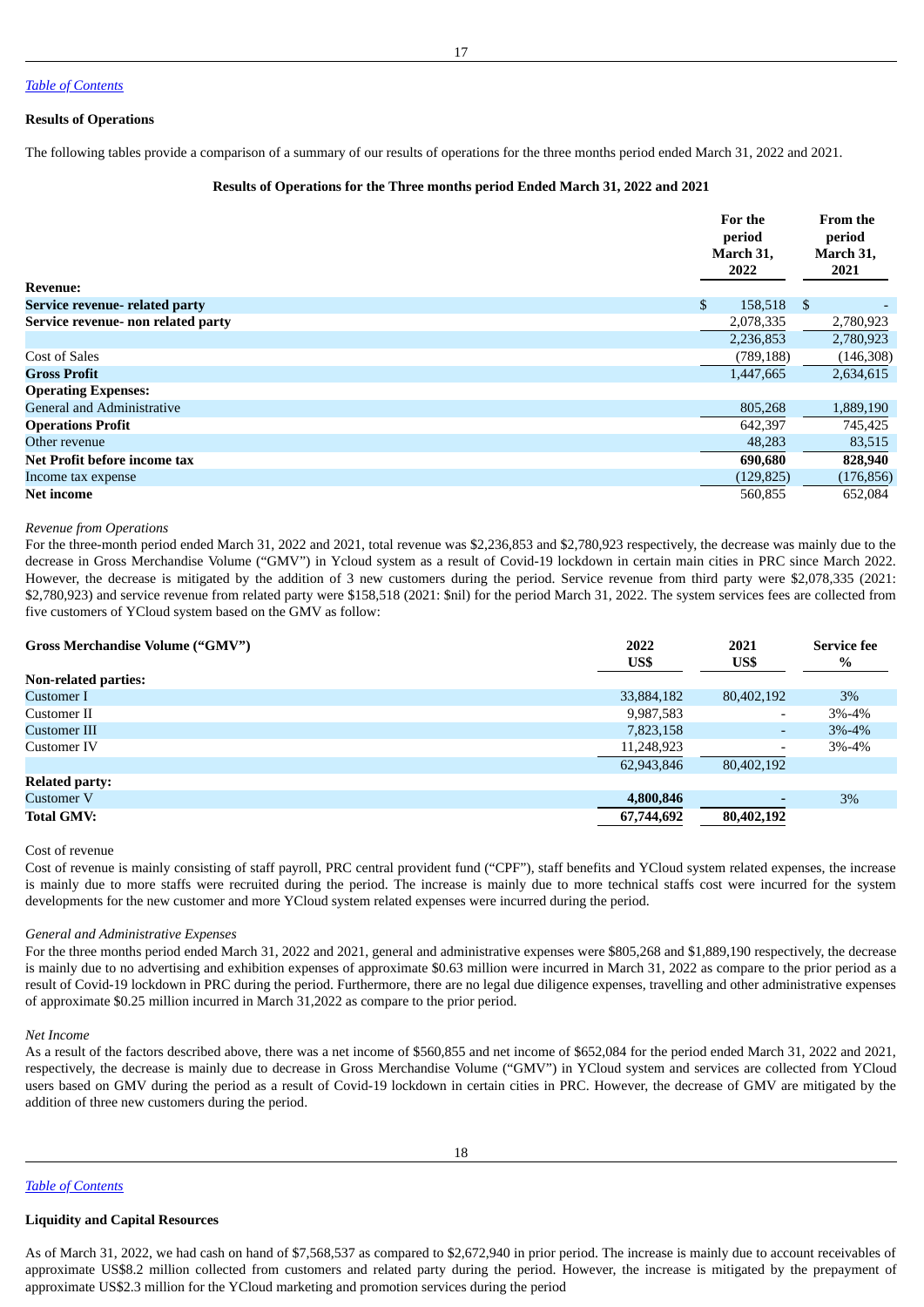[Table of Contents](#)

**Results of Operations**

The following tables provide a comparison of a summary of our results of operations for the three months period ended March 31, 2022 and 2021.

**Results of Operations for the Three months period Ended March 31, 2022 and 2021**

| | For the period March 31, 2022 | From the period March 31, 2021 |
|---|---|---|
| **Revenue:** | | |
| **Service revenue- related party** | $ 158,518 | $ - |
| **Service revenue- non related party** | 2,078,335 | 2,780,923 |
| | 2,236,853 | 2,780,923 |
| Cost of Sales | (789,188) | (146,308) |
| **Gross Profit** | 1,447,665 | 2,634,615 |
| **Operating Expenses:** | | |
| General and Administrative | 805,268 | 1,889,190 |
| **Operations Profit** | 642,397 | 745,425 |
| Other revenue | 48,283 | 83,515 |
| **Net Profit before income tax** | **690,680** | **828,940** |
| Income tax expense | (129,825) | (176,856) |
| **Net income** | 560,855 | 652,084 |

*Revenue from Operations*

For the three-month period ended March 31, 2022 and 2021, total revenue was $2,236,853 and $2,780,923 respectively, the decrease was mainly due to the decrease in Gross Merchandise Volume ("GMV") in Ycloud system as a result of Covid-19 lockdown in certain main cities in PRC since March 2022. However, the decrease is mitigated by the addition of 3 new customers during the period. Service revenue from third party were $2,078,335 (2021: $2,780,923) and service revenue from related party were $158,518 (2021: $nil) for the period March 31, 2022. The system services fees are collected from five customers of YCloud system based on the GMV as follow:

| **Gross Merchandise Volume ("GMV")** | 2022 US$ | 2021 US$ | Service fee % |
|---|---|---|---|
| **Non-related parties:** | | | |
| Customer I | 33,884,182 | 80,402,192 | 3% |
| Customer II | 9,987,583 | - | 3%-4% |
| Customer III | 7,823,158 | - | 3%-4% |
| Customer IV | 11,248,923 | - | 3%-4% |
| | 62,943,846 | 80,402,192 | |
| **Related party:** | | | |
| Customer V | **4,800,846** | **-** | 3% |
| **Total GMV:** | **67,744,692** | **80,402,192** | |

Cost of revenue

Cost of revenue is mainly consisting of staff payroll, PRC central provident fund ("CPF"), staff benefits and YCloud system related expenses, the increase is mainly due to more staffs were recruited during the period. The increase is mainly due to more technical staffs cost were incurred for the system developments for the new customer and more YCloud system related expenses were incurred during the period.

*General and Administrative Expenses*

For the three months period ended March 31, 2022 and 2021, general and administrative expenses were $805,268 and $1,889,190 respectively, the decrease is mainly due to no advertising and exhibition expenses of approximate $0.63 million were incurred in March 31, 2022 as compare to the prior period as a result of Covid-19 lockdown in PRC during the period. Furthermore, there are no legal due diligence expenses, travelling and other administrative expenses of approximate $0.25 million incurred in March 31,2022 as compare to the prior period.

*Net Income*

As a result of the factors described above, there was a net income of $560,855 and net income of $652,084 for the period ended March 31, 2022 and 2021, respectively, the decrease is mainly due to decrease in Gross Merchandise Volume ("GMV") in YCloud system and services are collected from YCloud users based on GMV during the period as a result of Covid-19 lockdown in certain cities in PRC. However, the decrease of GMV are mitigated by the addition of three new customers during the period.

[Table of Contents](#)

**Liquidity and Capital Resources**

As of March 31, 2022, we had cash on hand of $7,568,537 as compared to $2,672,940 in prior period. The increase is mainly due to account receivables of approximate US$8.2 million collected from customers and related party during the period. However, the increase is mitigated by the prepayment of approximate US$2.3 million for the YCloud marketing and promotion services during the period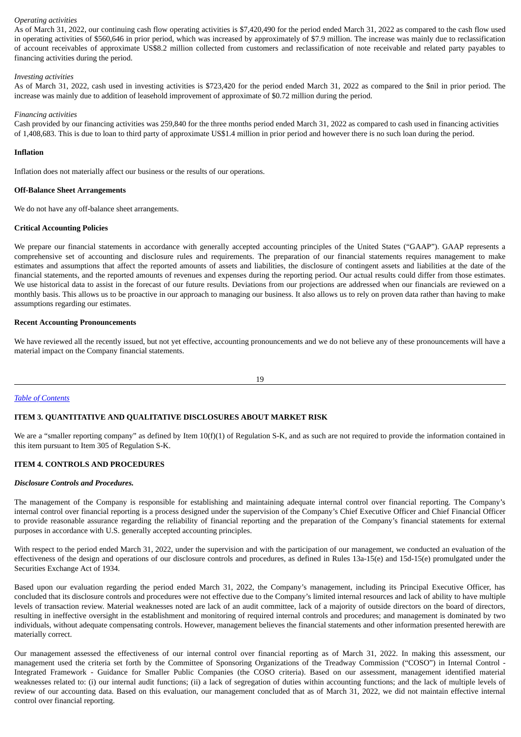*Operating activities*

As of March 31, 2022, our continuing cash flow operating activities is $7,420,490 for the period ended March 31, 2022 as compared to the cash flow used in operating activities of $560,646 in prior period, which was increased by approximately of $7.9 million. The increase was mainly due to reclassification of account receivables of approximate US$8.2 million collected from customers and reclassification of note receivable and related party payables to financing activities during the period.

*Investing activities*

As of March 31, 2022, cash used in investing activities is $723,420 for the period ended March 31, 2022 as compared to the $nil in prior period. The increase was mainly due to addition of leasehold improvement of approximate of $0.72 million during the period.

*Financing activities*

Cash provided by our financing activities was 259,840 for the three months period ended March 31, 2022 as compared to cash used in financing activities of 1,408,683. This is due to loan to third party of approximate US$1.4 million in prior period and however there is no such loan during the period.

**Inflation**

Inflation does not materially affect our business or the results of our operations.

**Off-Balance Sheet Arrangements**

We do not have any off-balance sheet arrangements.

**Critical Accounting Policies**

We prepare our financial statements in accordance with generally accepted accounting principles of the United States ("GAAP"). GAAP represents a comprehensive set of accounting and disclosure rules and requirements. The preparation of our financial statements requires management to make estimates and assumptions that affect the reported amounts of assets and liabilities, the disclosure of contingent assets and liabilities at the date of the financial statements, and the reported amounts of revenues and expenses during the reporting period. Our actual results could differ from those estimates. We use historical data to assist in the forecast of our future results. Deviations from our projections are addressed when our financials are reviewed on a monthly basis. This allows us to be proactive in our approach to managing our business. It also allows us to rely on proven data rather than having to make assumptions regarding our estimates.

**Recent Accounting Pronouncements**

We have reviewed all the recently issued, but not yet effective, accounting pronouncements and we do not believe any of these pronouncements will have a material impact on the Company financial statements.

*Table of Contents*

**ITEM 3. QUANTITATIVE AND QUALITATIVE DISCLOSURES ABOUT MARKET RISK**

We are a "smaller reporting company" as defined by Item 10(f)(1) of Regulation S-K, and as such are not required to provide the information contained in this item pursuant to Item 305 of Regulation S-K.

**ITEM 4. CONTROLS AND PROCEDURES**

***Disclosure Controls and Procedures.***

The management of the Company is responsible for establishing and maintaining adequate internal control over financial reporting. The Company's internal control over financial reporting is a process designed under the supervision of the Company's Chief Executive Officer and Chief Financial Officer to provide reasonable assurance regarding the reliability of financial reporting and the preparation of the Company's financial statements for external purposes in accordance with U.S. generally accepted accounting principles.

With respect to the period ended March 31, 2022, under the supervision and with the participation of our management, we conducted an evaluation of the effectiveness of the design and operations of our disclosure controls and procedures, as defined in Rules 13a-15(e) and 15d-15(e) promulgated under the Securities Exchange Act of 1934.

Based upon our evaluation regarding the period ended March 31, 2022, the Company's management, including its Principal Executive Officer, has concluded that its disclosure controls and procedures were not effective due to the Company's limited internal resources and lack of ability to have multiple levels of transaction review. Material weaknesses noted are lack of an audit committee, lack of a majority of outside directors on the board of directors, resulting in ineffective oversight in the establishment and monitoring of required internal controls and procedures; and management is dominated by two individuals, without adequate compensating controls. However, management believes the financial statements and other information presented herewith are materially correct.

Our management assessed the effectiveness of our internal control over financial reporting as of March 31, 2022. In making this assessment, our management used the criteria set forth by the Committee of Sponsoring Organizations of the Treadway Commission ("COSO") in Internal Control - Integrated Framework - Guidance for Smaller Public Companies (the COSO criteria). Based on our assessment, management identified material weaknesses related to: (i) our internal audit functions; (ii) a lack of segregation of duties within accounting functions; and the lack of multiple levels of review of our accounting data. Based on this evaluation, our management concluded that as of March 31, 2022, we did not maintain effective internal control over financial reporting.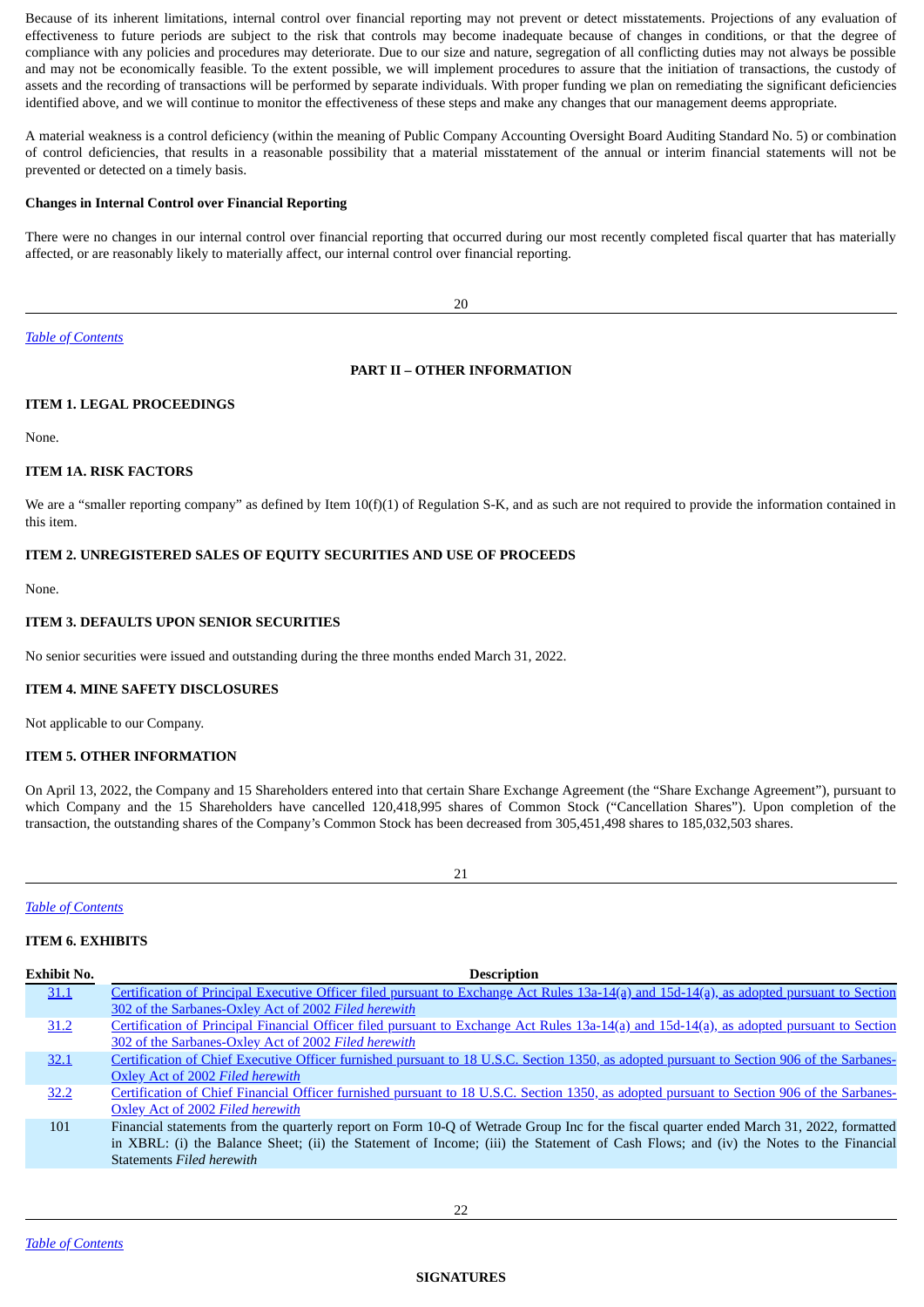Because of its inherent limitations, internal control over financial reporting may not prevent or detect misstatements. Projections of any evaluation of effectiveness to future periods are subject to the risk that controls may become inadequate because of changes in conditions, or that the degree of compliance with any policies and procedures may deteriorate. Due to our size and nature, segregation of all conflicting duties may not always be possible and may not be economically feasible. To the extent possible, we will implement procedures to assure that the initiation of transactions, the custody of assets and the recording of transactions will be performed by separate individuals. With proper funding we plan on remediating the significant deficiencies identified above, and we will continue to monitor the effectiveness of these steps and make any changes that our management deems appropriate.

A material weakness is a control deficiency (within the meaning of Public Company Accounting Oversight Board Auditing Standard No. 5) or combination of control deficiencies, that results in a reasonable possibility that a material misstatement of the annual or interim financial statements will not be prevented or detected on a timely basis.

**Changes in Internal Control over Financial Reporting**

There were no changes in our internal control over financial reporting that occurred during our most recently completed fiscal quarter that has materially affected, or are reasonably likely to materially affect, our internal control over financial reporting.

*Table of Contents*

## PART II – OTHER INFORMATION

### ITEM 1. LEGAL PROCEEDINGS

None.

### ITEM 1A. RISK FACTORS

We are a "smaller reporting company" as defined by Item 10(f)(1) of Regulation S-K, and as such are not required to provide the information contained in this item.

### ITEM 2. UNREGISTERED SALES OF EQUITY SECURITIES AND USE OF PROCEEDS

None.

### ITEM 3. DEFAULTS UPON SENIOR SECURITIES

No senior securities were issued and outstanding during the three months ended March 31, 2022.

### ITEM 4. MINE SAFETY DISCLOSURES

Not applicable to our Company.

### ITEM 5. OTHER INFORMATION

On April 13, 2022, the Company and 15 Shareholders entered into that certain Share Exchange Agreement (the "Share Exchange Agreement"), pursuant to which Company and the 15 Shareholders have cancelled 120,418,995 shares of Common Stock ("Cancellation Shares"). Upon completion of the transaction, the outstanding shares of the Company's Common Stock has been decreased from 305,451,498 shares to 185,032,503 shares.

*Table of Contents*

### ITEM 6. EXHIBITS

| Exhibit No. | Description |
|---|---|
| 31.1 | Certification of Principal Executive Officer filed pursuant to Exchange Act Rules 13a-14(a) and 15d-14(a), as adopted pursuant to Section 302 of the Sarbanes-Oxley Act of 2002 *Filed herewith* |
| 31.2 | Certification of Principal Financial Officer filed pursuant to Exchange Act Rules 13a-14(a) and 15d-14(a), as adopted pursuant to Section 302 of the Sarbanes-Oxley Act of 2002 *Filed herewith* |
| 32.1 | Certification of Chief Executive Officer furnished pursuant to 18 U.S.C. Section 1350, as adopted pursuant to Section 906 of the Sarbanes-Oxley Act of 2002 *Filed herewith* |
| 32.2 | Certification of Chief Financial Officer furnished pursuant to 18 U.S.C. Section 1350, as adopted pursuant to Section 906 of the Sarbanes-Oxley Act of 2002 *Filed herewith* |
| 101 | Financial statements from the quarterly report on Form 10-Q of Wetrade Group Inc for the fiscal quarter ended March 31, 2022, formatted in XBRL: (i) the Balance Sheet; (ii) the Statement of Income; (iii) the Statement of Cash Flows; and (iv) the Notes to the Financial Statements *Filed herewith* |

*Table of Contents*

## SIGNATURES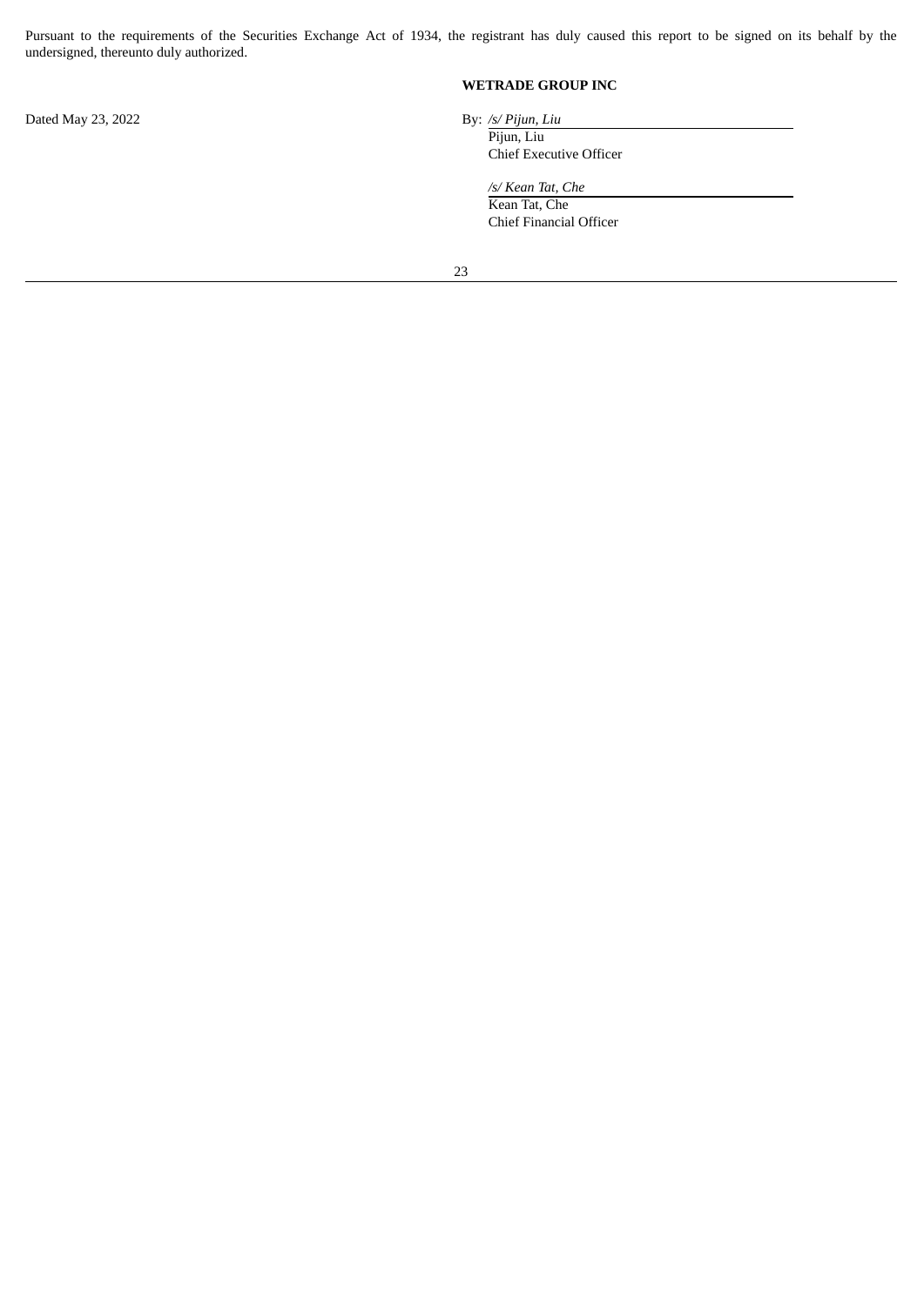Pursuant to the requirements of the Securities Exchange Act of 1934, the registrant has duly caused this report to be signed on its behalf by the undersigned, thereunto duly authorized.

**WETRADE GROUP INC**

Dated May 23, 2022

By: */s/ Pijun, Liu*
Pijun, Liu
Chief Executive Officer

*/s/ Kean Tat, Che*
Kean Tat, Che
Chief Financial Officer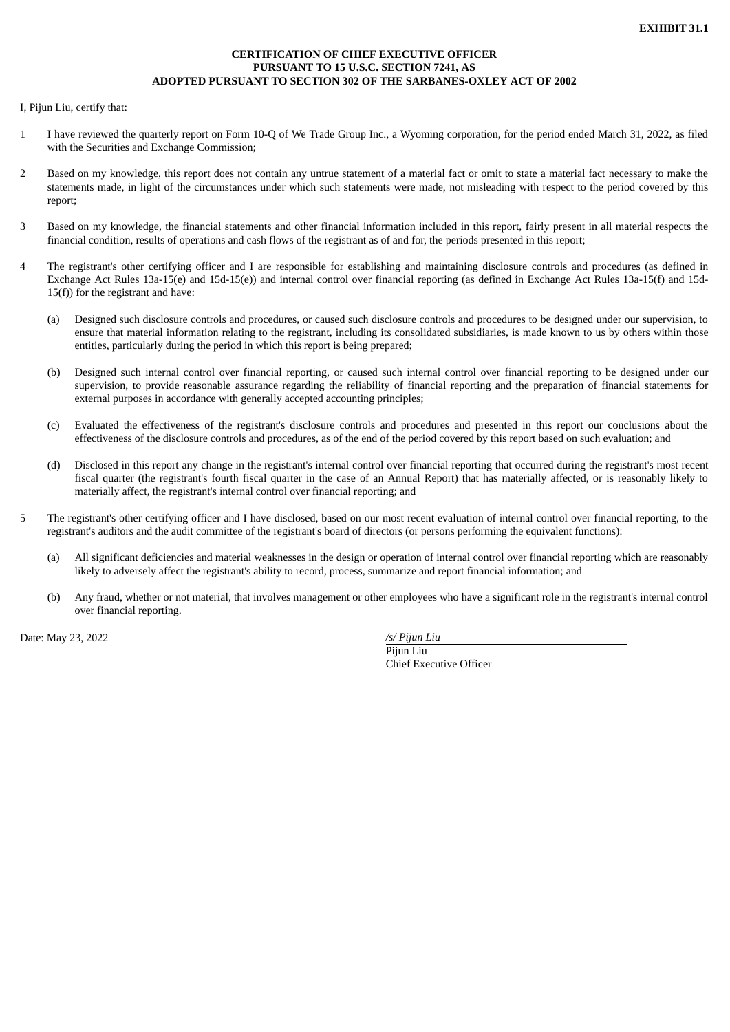**EXHIBIT 31.1**

**CERTIFICATION OF CHIEF EXECUTIVE OFFICER**
**PURSUANT TO 15 U.S.C. SECTION 7241, AS**
**ADOPTED PURSUANT TO SECTION 302 OF THE SARBANES-OXLEY ACT OF 2002**

I, Pijun Liu, certify that:

1 I have reviewed the quarterly report on Form 10-Q of We Trade Group Inc., a Wyoming corporation, for the period ended March 31, 2022, as filed with the Securities and Exchange Commission;

2 Based on my knowledge, this report does not contain any untrue statement of a material fact or omit to state a material fact necessary to make the statements made, in light of the circumstances under which such statements were made, not misleading with respect to the period covered by this report;

3 Based on my knowledge, the financial statements and other financial information included in this report, fairly present in all material respects the financial condition, results of operations and cash flows of the registrant as of and for, the periods presented in this report;

4 The registrant's other certifying officer and I are responsible for establishing and maintaining disclosure controls and procedures (as defined in Exchange Act Rules 13a-15(e) and 15d-15(e)) and internal control over financial reporting (as defined in Exchange Act Rules 13a-15(f) and 15d-15(f)) for the registrant and have:

(a) Designed such disclosure controls and procedures, or caused such disclosure controls and procedures to be designed under our supervision, to ensure that material information relating to the registrant, including its consolidated subsidiaries, is made known to us by others within those entities, particularly during the period in which this report is being prepared;

(b) Designed such internal control over financial reporting, or caused such internal control over financial reporting to be designed under our supervision, to provide reasonable assurance regarding the reliability of financial reporting and the preparation of financial statements for external purposes in accordance with generally accepted accounting principles;

(c) Evaluated the effectiveness of the registrant's disclosure controls and procedures and presented in this report our conclusions about the effectiveness of the disclosure controls and procedures, as of the end of the period covered by this report based on such evaluation; and

(d) Disclosed in this report any change in the registrant's internal control over financial reporting that occurred during the registrant's most recent fiscal quarter (the registrant's fourth fiscal quarter in the case of an Annual Report) that has materially affected, or is reasonably likely to materially affect, the registrant's internal control over financial reporting; and

5 The registrant's other certifying officer and I have disclosed, based on our most recent evaluation of internal control over financial reporting, to the registrant's auditors and the audit committee of the registrant's board of directors (or persons performing the equivalent functions):

(a) All significant deficiencies and material weaknesses in the design or operation of internal control over financial reporting which are reasonably likely to adversely affect the registrant's ability to record, process, summarize and report financial information; and

(b) Any fraud, whether or not material, that involves management or other employees who have a significant role in the registrant's internal control over financial reporting.

Date: May 23, 2022

*/s/ Pijun Liu*
Pijun Liu
Chief Executive Officer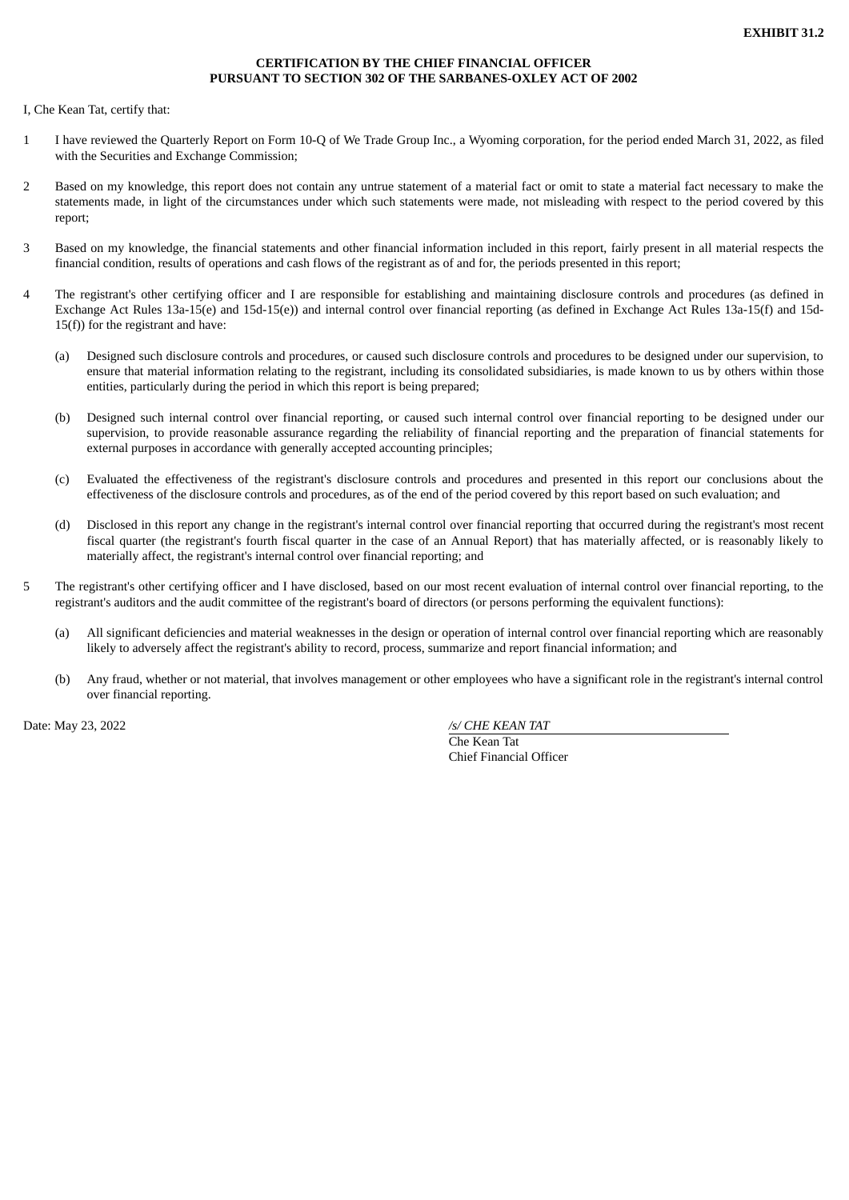**EXHIBIT 31.2**

**CERTIFICATION BY THE CHIEF FINANCIAL OFFICER**
**PURSUANT TO SECTION 302 OF THE SARBANES-OXLEY ACT OF 2002**

I, Che Kean Tat, certify that:

1 I have reviewed the Quarterly Report on Form 10-Q of We Trade Group Inc., a Wyoming corporation, for the period ended March 31, 2022, as filed with the Securities and Exchange Commission;

2 Based on my knowledge, this report does not contain any untrue statement of a material fact or omit to state a material fact necessary to make the statements made, in light of the circumstances under which such statements were made, not misleading with respect to the period covered by this report;

3 Based on my knowledge, the financial statements and other financial information included in this report, fairly present in all material respects the financial condition, results of operations and cash flows of the registrant as of and for, the periods presented in this report;

4 The registrant's other certifying officer and I are responsible for establishing and maintaining disclosure controls and procedures (as defined in Exchange Act Rules 13a-15(e) and 15d-15(e)) and internal control over financial reporting (as defined in Exchange Act Rules 13a-15(f) and 15d-15(f)) for the registrant and have:

(a) Designed such disclosure controls and procedures, or caused such disclosure controls and procedures to be designed under our supervision, to ensure that material information relating to the registrant, including its consolidated subsidiaries, is made known to us by others within those entities, particularly during the period in which this report is being prepared;

(b) Designed such internal control over financial reporting, or caused such internal control over financial reporting to be designed under our supervision, to provide reasonable assurance regarding the reliability of financial reporting and the preparation of financial statements for external purposes in accordance with generally accepted accounting principles;

(c) Evaluated the effectiveness of the registrant's disclosure controls and procedures and presented in this report our conclusions about the effectiveness of the disclosure controls and procedures, as of the end of the period covered by this report based on such evaluation; and

(d) Disclosed in this report any change in the registrant's internal control over financial reporting that occurred during the registrant's most recent fiscal quarter (the registrant's fourth fiscal quarter in the case of an Annual Report) that has materially affected, or is reasonably likely to materially affect, the registrant's internal control over financial reporting; and

5 The registrant's other certifying officer and I have disclosed, based on our most recent evaluation of internal control over financial reporting, to the registrant's auditors and the audit committee of the registrant's board of directors (or persons performing the equivalent functions):

(a) All significant deficiencies and material weaknesses in the design or operation of internal control over financial reporting which are reasonably likely to adversely affect the registrant's ability to record, process, summarize and report financial information; and

(b) Any fraud, whether or not material, that involves management or other employees who have a significant role in the registrant's internal control over financial reporting.

Date: May 23, 2022

*/s/ CHE KEAN TAT*
Che Kean Tat
Chief Financial Officer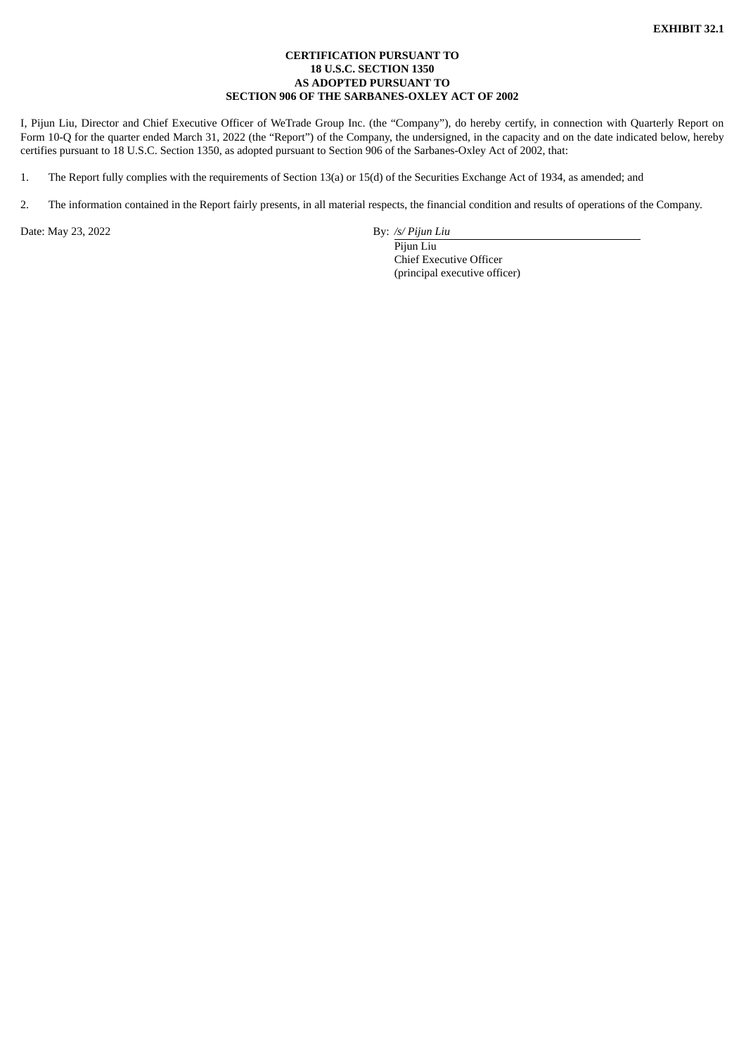**EXHIBIT 32.1**

**CERTIFICATION PURSUANT TO**
**18 U.S.C. SECTION 1350**
**AS ADOPTED PURSUANT TO**
**SECTION 906 OF THE SARBANES-OXLEY ACT OF 2002**

I, Pijun Liu, Director and Chief Executive Officer of WeTrade Group Inc. (the "Company"), do hereby certify, in connection with Quarterly Report on Form 10-Q for the quarter ended March 31, 2022 (the "Report") of the Company, the undersigned, in the capacity and on the date indicated below, hereby certifies pursuant to 18 U.S.C. Section 1350, as adopted pursuant to Section 906 of the Sarbanes-Oxley Act of 2002, that:

1. The Report fully complies with the requirements of Section 13(a) or 15(d) of the Securities Exchange Act of 1934, as amended; and

2. The information contained in the Report fairly presents, in all material respects, the financial condition and results of operations of the Company.

Date: May 23, 2022

By: */s/ Pijun Liu*
Pijun Liu
Chief Executive Officer
(principal executive officer)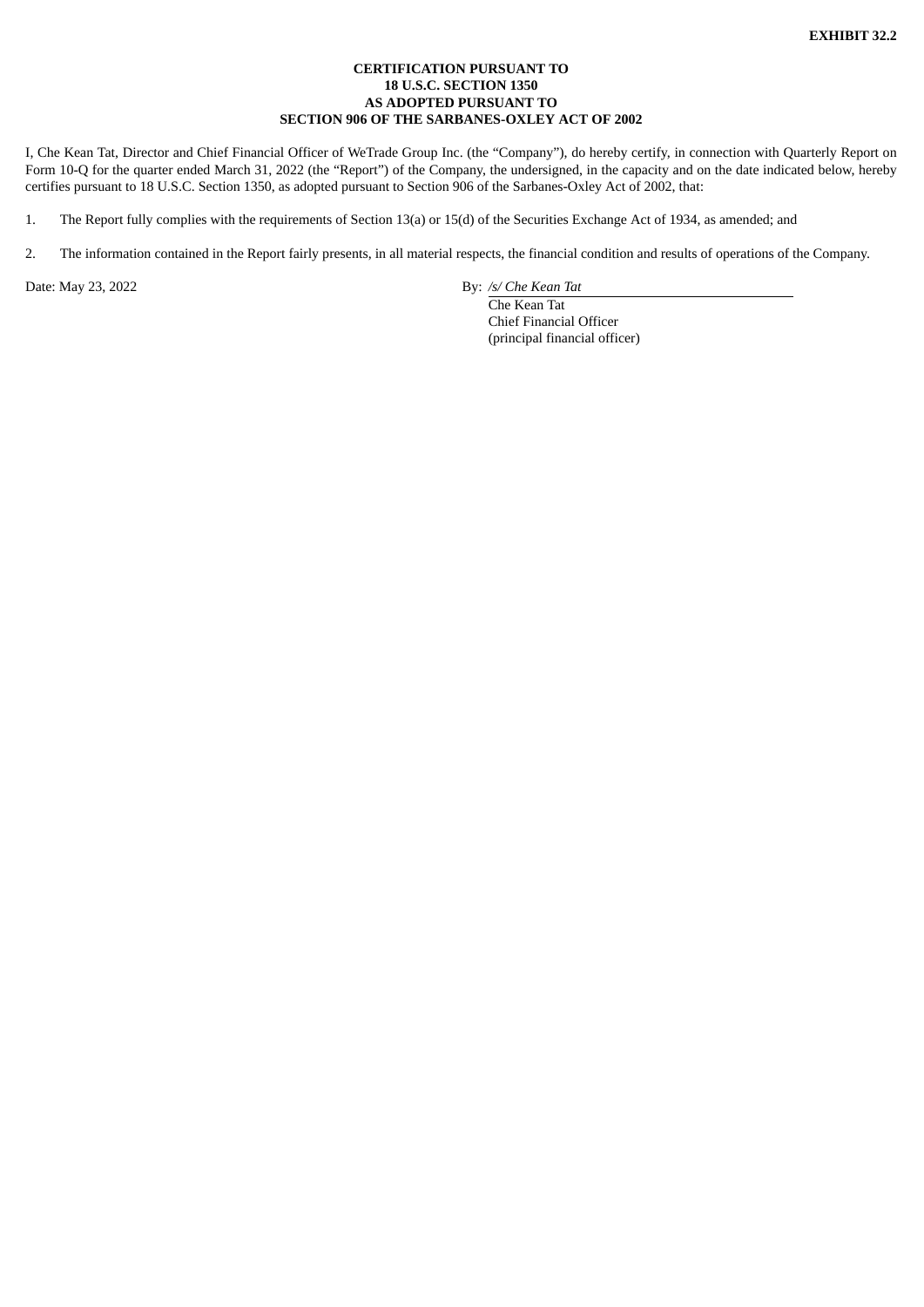**EXHIBIT 32.2**

**CERTIFICATION PURSUANT TO**
**18 U.S.C. SECTION 1350**
**AS ADOPTED PURSUANT TO**
**SECTION 906 OF THE SARBANES-OXLEY ACT OF 2002**

I, Che Kean Tat, Director and Chief Financial Officer of WeTrade Group Inc. (the "Company"), do hereby certify, in connection with Quarterly Report on Form 10-Q for the quarter ended March 31, 2022 (the "Report") of the Company, the undersigned, in the capacity and on the date indicated below, hereby certifies pursuant to 18 U.S.C. Section 1350, as adopted pursuant to Section 906 of the Sarbanes-Oxley Act of 2002, that:

1. The Report fully complies with the requirements of Section 13(a) or 15(d) of the Securities Exchange Act of 1934, as amended; and

2. The information contained in the Report fairly presents, in all material respects, the financial condition and results of operations of the Company.

Date: May 23, 2022

By: */s/ Che Kean Tat*
Che Kean Tat
Chief Financial Officer
(principal financial officer)